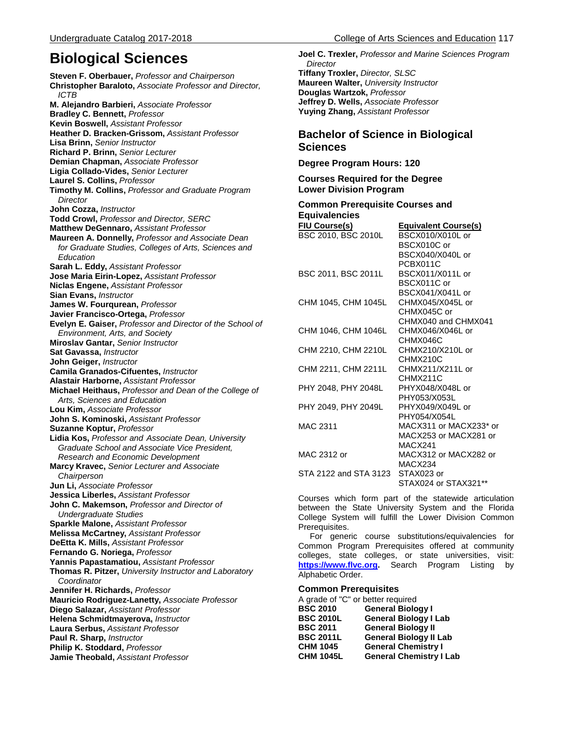# Biological Sciences

**Steven F. Oberbauer,** *Professor and Chairperson*
**Christopher Baraloto,** *Associate Professor and Director, ICTB*
**M. Alejandro Barbieri,** *Associate Professor*
**Bradley C. Bennett,** *Professor*
**Kevin Boswell,** *Assistant Professor*
**Heather D. Bracken-Grissom,** *Assistant Professor*
**Lisa Brinn,** *Senior Instructor*
**Richard P. Brinn,** *Senior Lecturer*
**Demian Chapman,** *Associate Professor*
**Ligia Collado-Vides,** *Senior Lecturer*
**Laurel S. Collins,** *Professor*
**Timothy M. Collins,** *Professor and Graduate Program Director*
**John Cozza,** *Instructor*
**Todd Crowl,** *Professor and Director, SERC*
**Matthew DeGennaro,** *Assistant Professor*
**Maureen A. Donnelly,** *Professor and Associate Dean for Graduate Studies, Colleges of Arts, Sciences and Education*
**Sarah L. Eddy,** *Assistant Professor*
**Jose Maria Eirin-Lopez,** *Assistant Professor*
**Niclas Engene,** *Assistant Professor*
**Sian Evans,** *Instructor*
**James W. Fourqurean,** *Professor*
**Javier Francisco-Ortega,** *Professor*
**Evelyn E. Gaiser,** *Professor and Director of the School of Environment, Arts, and Society*
**Miroslav Gantar,** *Senior Instructor*
**Sat Gavassa,** *Instructor*
**John Geiger,** *Instructor*
**Camila Granados-Cifuentes,** *Instructor*
**Alastair Harborne,** *Assistant Professor*
**Michael Heithaus,** *Professor and Dean of the College of Arts, Sciences and Education*
**Lou Kim,** *Associate Professor*
**John S. Kominoski,** *Assistant Professor*
**Suzanne Koptur,** *Professor*
**Lidia Kos,** *Professor and Associate Dean, University Graduate School and Associate Vice President, Research and Economic Development*
**Marcy Kravec,** *Senior Lecturer and Associate Chairperson*
**Jun Li,** *Associate Professor*
**Jessica Liberles,** *Assistant Professor*
**John C. Makemson,** *Professor and Director of Undergraduate Studies*
**Sparkle Malone,** *Assistant Professor*
**Melissa McCartney,** *Assistant Professor*
**DeEtta K. Mills,** *Assistant Professor*
**Fernando G. Noriega,** *Professor*
**Yannis Papastamatiou,** *Assistant Professor*
**Thomas R. Pitzer,** *University Instructor and Laboratory Coordinator*
**Jennifer H. Richards,** *Professor*
**Mauricio Rodriguez-Lanetty,** *Associate Professor*
**Diego Salazar,** *Assistant Professor*
**Helena Schmidtmayerova,** *Instructor*
**Laura Serbus,** *Assistant Professor*
**Paul R. Sharp,** *Instructor*
**Philip K. Stoddard,** *Professor*
**Jamie Theobald,** *Assistant Professor*
**Joel C. Trexler,** *Professor and Marine Sciences Program Director*
**Tiffany Troxler,** *Director, SLSC*
**Maureen Walter,** *University Instructor*
**Douglas Wartzok,** *Professor*
**Jeffrey D. Wells,** *Associate Professor*
**Yuying Zhang,** *Assistant Professor*

## Bachelor of Science in Biological Sciences

**Degree Program Hours: 120**

**Courses Required for the Degree**
**Lower Division Program**

### Common Prerequisite Courses and Equivalencies

| FIU Course(s) | Equivalent Course(s) |
|---|---|
| BSC 2010, BSC 2010L | BSCX010/X010L or BSCX010C or BSCX040/X040L or PCBX011C |
| BSC 2011, BSC 2011L | BSCX011/X011L or BSCX011C or BSCX041/X041L or |
| CHM 1045, CHM 1045L | CHMX045/X045L or CHMX045C or CHMX040 and CHMX041 |
| CHM 1046, CHM 1046L | CHMX046/X046L or CHMX046C |
| CHM 2210, CHM 2210L | CHMX210/X210L or CHMX210C |
| CHM 2211, CHM 2211L | CHMX211/X211L or CHMX211C |
| PHY 2048, PHY 2048L | PHYX048/X048L or PHY053/X053L |
| PHY 2049, PHY 2049L | PHYX049/X049L or PHY054/X054L |
| MAC 2311 | MACX311 or MACX233* or MACX253 or MACX281 or MACX241 |
| MAC 2312 or | MACX312 or MACX282 or MACX234 |
| STA 2122 and STA 3123 | STAX023 or STAX024 or STAX321** |

Courses which form part of the statewide articulation between the State University System and the Florida College System will fulfill the Lower Division Common Prerequisites.

For generic course substitutions/equivalencies for Common Program Prerequisites offered at community colleges, state colleges, or state universities, visit: **[https://www.flvc.org](https://www.flvc.org).** Search Program Listing by Alphabetic Order.

### Common Prerequisites

A grade of "C" or better required

| | |
|---|---|
| **BSC 2010** | **General Biology I** |
| **BSC 2010L** | **General Biology I Lab** |
| **BSC 2011** | **General Biology II** |
| **BSC 2011L** | **General Biology II Lab** |
| **CHM 1045** | **General Chemistry I** |
| **CHM 1045L** | **General Chemistry I Lab** |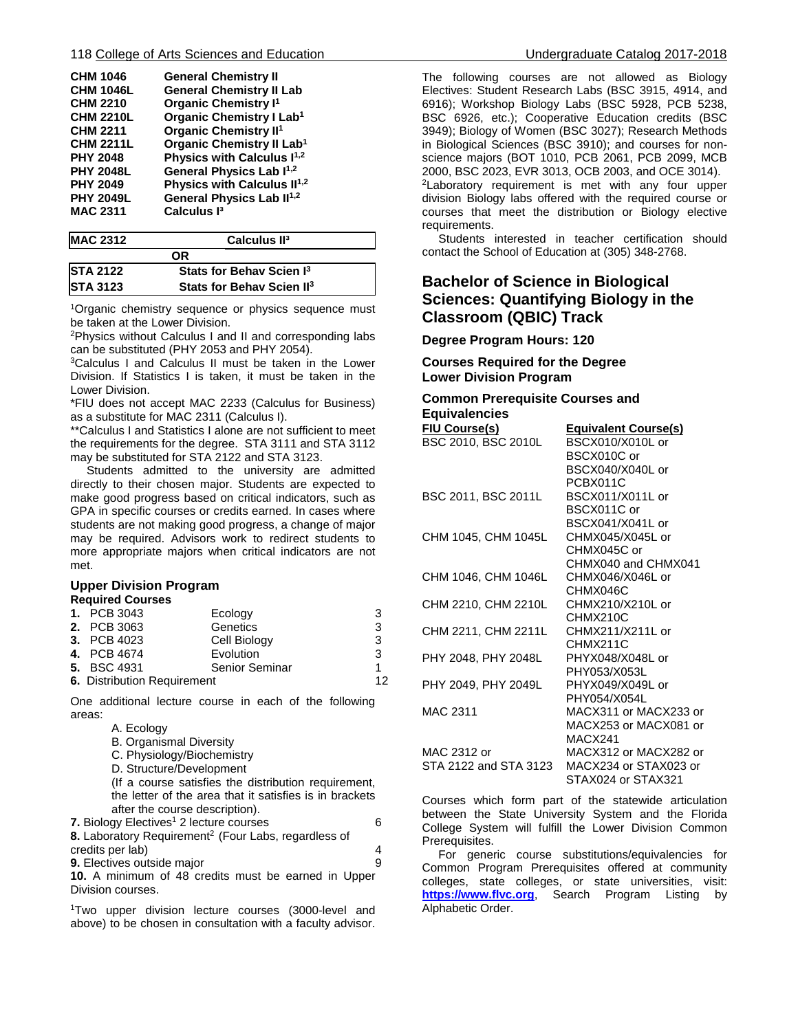| | |
|---|---|
| **CHM 1046** | **General Chemistry II** |
| **CHM 1046L** | **General Chemistry II Lab** |
| **CHM 2210** | **Organic Chemistry I[1]** |
| **CHM 2210L** | **Organic Chemistry I Lab[1]** |
| **CHM 2211** | **Organic Chemistry II[1]** |
| **CHM 2211L** | **Organic Chemistry II Lab[1]** |
| **PHY 2048** | **Physics with Calculus I[1,2]** |
| **PHY 2048L** | **General Physics Lab I[1,2]** |
| **PHY 2049** | **Physics with Calculus II[1,2]** |
| **PHY 2049L** | **General Physics Lab II[1,2]** |
| **MAC 2311** | **Calculus I[3]** |

| | |
|---|---|
| **MAC 2312** | **Calculus II[3]** |
| | **OR** |
| **STA 2122** | **Stats for Behav Scien I[3]** |
| **STA 3123** | **Stats for Behav Scien II[3]** |

[1]Organic chemistry sequence or physics sequence must be taken at the Lower Division.
[2]Physics without Calculus I and II and corresponding labs can be substituted (PHY 2053 and PHY 2054).
[3]Calculus I and Calculus II must be taken in the Lower Division. If Statistics I is taken, it must be taken in the Lower Division.
*FIU does not accept MAC 2233 (Calculus for Business) as a substitute for MAC 2311 (Calculus I).
**Calculus I and Statistics I alone are not sufficient to meet the requirements for the degree. STA 3111 and STA 3112 may be substituted for STA 2122 and STA 3123.

Students admitted to the university are admitted directly to their chosen major. Students are expected to make good progress based on critical indicators, such as GPA in specific courses or credits earned. In cases where students are not making good progress, a change of major may be required. Advisors work to redirect students to more appropriate majors when critical indicators are not met.

### Upper Division Program

**Required Courses**

| | | |
|---|---|---|
| **1.** PCB 3043 | Ecology | 3 |
| **2.** PCB 3063 | Genetics | 3 |
| **3.** PCB 4023 | Cell Biology | 3 |
| **4.** PCB 4674 | Evolution | 3 |
| **5.** BSC 4931 | Senior Seminar | 1 |
| **6.** Distribution Requirement | | 12 |

One additional lecture course in each of the following areas:

A. Ecology
B. Organismal Diversity
C. Physiology/Biochemistry
D. Structure/Development
(If a course satisfies the distribution requirement, the letter of the area that it satisfies is in brackets after the course description).

**7.** Biology Electives[1] 2 lecture courses 6
**8.** Laboratory Requirement[2] (Four Labs, regardless of credits per lab) 4
**9.** Electives outside major 9
**10.** A minimum of 48 credits must be earned in Upper Division courses.

[1]Two upper division lecture courses (3000-level and above) to be chosen in consultation with a faculty advisor. The following courses are not allowed as Biology Electives: Student Research Labs (BSC 3915, 4914, and 6916); Workshop Biology Labs (BSC 5928, PCB 5238, BSC 6926, etc.); Cooperative Education credits (BSC 3949); Biology of Women (BSC 3027); Research Methods in Biological Sciences (BSC 3910); and courses for non-science majors (BOT 1010, PCB 2061, PCB 2099, MCB 2000, BSC 2023, EVR 3013, OCB 2003, and OCE 3014).
[2]Laboratory requirement is met with any four upper division Biology labs offered with the required course or courses that meet the distribution or Biology elective requirements.

Students interested in teacher certification should contact the School of Education at (305) 348-2768.

## Bachelor of Science in Biological Sciences: Quantifying Biology in the Classroom (QBIC) Track

**Degree Program Hours: 120**

**Courses Required for the Degree**
**Lower Division Program**

**Common Prerequisite Courses and Equivalencies**

| FIU Course(s) | Equivalent Course(s) |
|---|---|
| BSC 2010, BSC 2010L | BSCX010/X010L or BSCX010C or BSCX040/X040L or PCBX011C |
| BSC 2011, BSC 2011L | BSCX011/X011L or BSCX011C or BSCX041/X041L or |
| CHM 1045, CHM 1045L | CHMX045/X045L or CHMX045C or CHMX040 and CHMX041 |
| CHM 1046, CHM 1046L | CHMX046/X046L or CHMX046C |
| CHM 2210, CHM 2210L | CHMX210/X210L or CHMX210C |
| CHM 2211, CHM 2211L | CHMX211/X211L or CHMX211C |
| PHY 2048, PHY 2048L | PHYX048/X048L or PHY053/X053L |
| PHY 2049, PHY 2049L | PHYX049/X049L or PHY054/X054L |
| MAC 2311 | MACX311 or MACX233 or MACX253 or MACX081 or MACX241 |
| MAC 2312 or STA 2122 and STA 3123 | MACX312 or MACX282 or MACX234 or STAX023 or STAX024 or STAX321 |

Courses which form part of the statewide articulation between the State University System and the Florida College System will fulfill the Lower Division Common Prerequisites.

For generic course substitutions/equivalencies for Common Program Prerequisites offered at community colleges, state colleges, or state universities, visit: **https://www.flvc.org**, Search Program Listing by Alphabetic Order.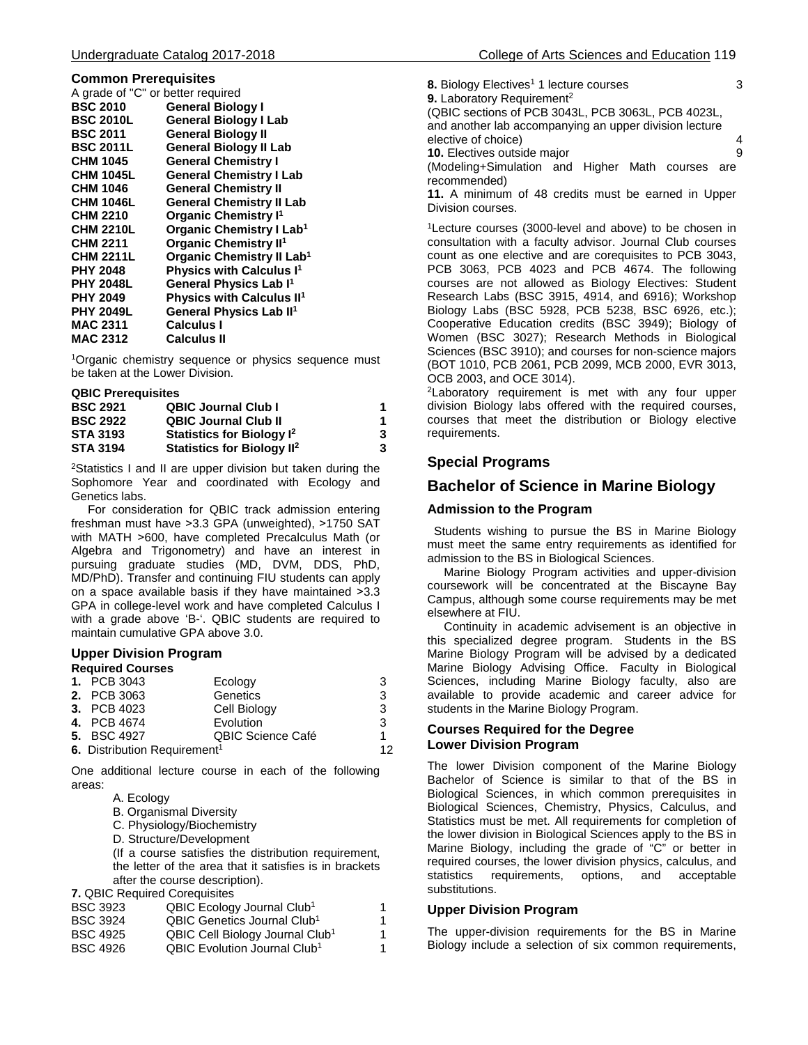### Common Prerequisites

A grade of "C" or better required

| | |
|---|---|
| **BSC 2010** | **General Biology I** |
| **BSC 2010L** | **General Biology I Lab** |
| **BSC 2011** | **General Biology II** |
| **BSC 2011L** | **General Biology II Lab** |
| **CHM 1045** | **General Chemistry I** |
| **CHM 1045L** | **General Chemistry I Lab** |
| **CHM 1046** | **General Chemistry II** |
| **CHM 1046L** | **General Chemistry II Lab** |
| **CHM 2210** | **Organic Chemistry I[1]** |
| **CHM 2210L** | **Organic Chemistry I Lab[1]** |
| **CHM 2211** | **Organic Chemistry II[1]** |
| **CHM 2211L** | **Organic Chemistry II Lab[1]** |
| **PHY 2048** | **Physics with Calculus I[1]** |
| **PHY 2048L** | **General Physics Lab I[1]** |
| **PHY 2049** | **Physics with Calculus II[1]** |
| **PHY 2049L** | **General Physics Lab II[1]** |
| **MAC 2311** | **Calculus I** |
| **MAC 2312** | **Calculus II** |

[1]Organic chemistry sequence or physics sequence must be taken at the Lower Division.

#### QBIC Prerequisites

| | | |
|---|---|---|
| **BSC 2921** | **QBIC Journal Club I** | **1** |
| **BSC 2922** | **QBIC Journal Club II** | **1** |
| **STA 3193** | **Statistics for Biology I[2]** | **3** |
| **STA 3194** | **Statistics for Biology II[2]** | **3** |

[2]Statistics I and II are upper division but taken during the Sophomore Year and coordinated with Ecology and Genetics labs.

For consideration for QBIC track admission entering freshman must have >3.3 GPA (unweighted), >1750 SAT with MATH >600, have completed Precalculus Math (or Algebra and Trigonometry) and have an interest in pursuing graduate studies (MD, DVM, DDS, PhD, MD/PhD). Transfer and continuing FIU students can apply on a space available basis if they have maintained >3.3 GPA in college-level work and have completed Calculus I with a grade above 'B-'. QBIC students are required to maintain cumulative GPA above 3.0.

### Upper Division Program

#### Required Courses

| | | |
|---|---|---|
| **1.** PCB 3043 | Ecology | 3 |
| **2.** PCB 3063 | Genetics | 3 |
| **3.** PCB 4023 | Cell Biology | 3 |
| **4.** PCB 4674 | Evolution | 3 |
| **5.** BSC 4927 | QBIC Science Café | 1 |
| **6.** Distribution Requirement[1] | | 12 |

One additional lecture course in each of the following areas:

A. Ecology
B. Organismal Diversity
C. Physiology/Biochemistry
D. Structure/Development
(If a course satisfies the distribution requirement, the letter of the area that it satisfies is in brackets after the course description).

**7.** QBIC Required Corequisites

| | | |
|---|---|---|
| BSC 3923 | QBIC Ecology Journal Club[1] | 1 |
| BSC 3924 | QBIC Genetics Journal Club[1] | 1 |
| BSC 4925 | QBIC Cell Biology Journal Club[1] | 1 |
| BSC 4926 | QBIC Evolution Journal Club[1] | 1 |

**8.** Biology Electives[1] 1 lecture courses 3

**9.** Laboratory Requirement[2]
(QBIC sections of PCB 3043L, PCB 3063L, PCB 4023L, and another lab accompanying an upper division lecture elective of choice) 4

**10.** Electives outside major 9
(Modeling+Simulation and Higher Math courses are recommended)

**11.** A minimum of 48 credits must be earned in Upper Division courses.

[1]Lecture courses (3000-level and above) to be chosen in consultation with a faculty advisor. Journal Club courses count as one elective and are corequisites to PCB 3043, PCB 3063, PCB 4023 and PCB 4674. The following courses are not allowed as Biology Electives: Student Research Labs (BSC 3915, 4914, and 6916); Workshop Biology Labs (BSC 5928, PCB 5238, BSC 6926, etc.); Cooperative Education credits (BSC 3949); Biology of Women (BSC 3027); Research Methods in Biological Sciences (BSC 3910); and courses for non-science majors (BOT 1010, PCB 2061, PCB 2099, MCB 2000, EVR 3013, OCB 2003, and OCE 3014).

[2]Laboratory requirement is met with any four upper division Biology labs offered with the required courses, courses that meet the distribution or Biology elective requirements.

## Special Programs

## Bachelor of Science in Marine Biology

### Admission to the Program

Students wishing to pursue the BS in Marine Biology must meet the same entry requirements as identified for admission to the BS in Biological Sciences.

Marine Biology Program activities and upper-division coursework will be concentrated at the Biscayne Bay Campus, although some course requirements may be met elsewhere at FIU.

Continuity in academic advisement is an objective in this specialized degree program. Students in the BS Marine Biology Program will be advised by a dedicated Marine Biology Advising Office. Faculty in Biological Sciences, including Marine Biology faculty, also are available to provide academic and career advice for students in the Marine Biology Program.

### Courses Required for the Degree

### Lower Division Program

The lower Division component of the Marine Biology Bachelor of Science is similar to that of the BS in Biological Sciences, in which common prerequisites in Biological Sciences, Chemistry, Physics, Calculus, and Statistics must be met. All requirements for completion of the lower division in Biological Sciences apply to the BS in Marine Biology, including the grade of "C" or better in required courses, the lower division physics, calculus, and statistics requirements, options, and acceptable substitutions.

### Upper Division Program

The upper-division requirements for the BS in Marine Biology include a selection of six common requirements,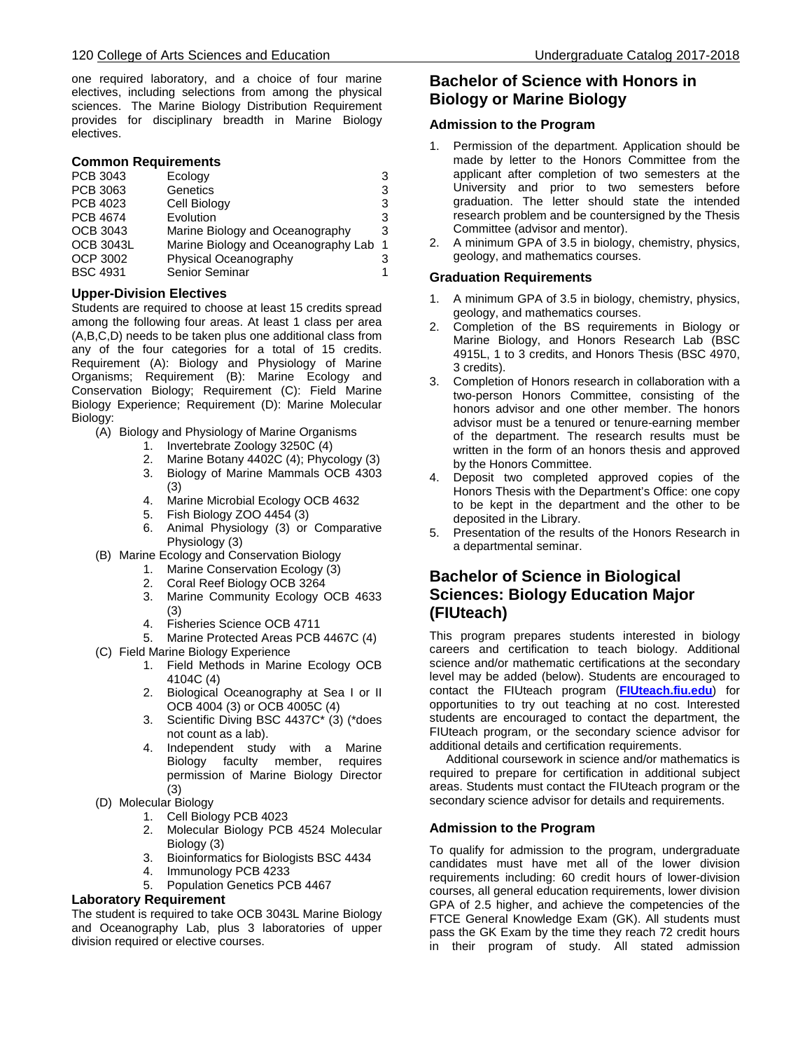one required laboratory, and a choice of four marine electives, including selections from among the physical sciences. The Marine Biology Distribution Requirement provides for disciplinary breadth in Marine Biology electives.

### Common Requirements

| | | |
|---|---|---|
| PCB 3043 | Ecology | 3 |
| PCB 3063 | Genetics | 3 |
| PCB 4023 | Cell Biology | 3 |
| PCB 4674 | Evolution | 3 |
| OCB 3043 | Marine Biology and Oceanography | 3 |
| OCB 3043L | Marine Biology and Oceanography Lab | 1 |
| OCP 3002 | Physical Oceanography | 3 |
| BSC 4931 | Senior Seminar | 1 |

### Upper-Division Electives

Students are required to choose at least 15 credits spread among the following four areas. At least 1 class per area (A,B,C,D) needs to be taken plus one additional class from any of the four categories for a total of 15 credits. Requirement (A): Biology and Physiology of Marine Organisms; Requirement (B): Marine Ecology and Conservation Biology; Requirement (C): Field Marine Biology Experience; Requirement (D): Marine Molecular Biology:

(A) Biology and Physiology of Marine Organisms
1. Invertebrate Zoology 3250C (4)
2. Marine Botany 4402C (4); Phycology (3)
3. Biology of Marine Mammals OCB 4303 (3)
4. Marine Microbial Ecology OCB 4632
5. Fish Biology ZOO 4454 (3)
6. Animal Physiology (3) or Comparative Physiology (3)

(B) Marine Ecology and Conservation Biology
1. Marine Conservation Ecology (3)
2. Coral Reef Biology OCB 3264
3. Marine Community Ecology OCB 4633 (3)
4. Fisheries Science OCB 4711
5. Marine Protected Areas PCB 4467C (4)

(C) Field Marine Biology Experience
1. Field Methods in Marine Ecology OCB 4104C (4)
2. Biological Oceanography at Sea I or II OCB 4004 (3) or OCB 4005C (4)
3. Scientific Diving BSC 4437C* (3) (*does not count as a lab).
4. Independent study with a Marine Biology faculty member, requires permission of Marine Biology Director (3)

(D) Molecular Biology
1. Cell Biology PCB 4023
2. Molecular Biology PCB 4524 Molecular Biology (3)
3. Bioinformatics for Biologists BSC 4434
4. Immunology PCB 4233
5. Population Genetics PCB 4467

### Laboratory Requirement

The student is required to take OCB 3043L Marine Biology and Oceanography Lab, plus 3 laboratories of upper division required or elective courses.

## Bachelor of Science with Honors in Biology or Marine Biology

### Admission to the Program

1. Permission of the department. Application should be made by letter to the Honors Committee from the applicant after completion of two semesters at the University and prior to two semesters before graduation. The letter should state the intended research problem and be countersigned by the Thesis Committee (advisor and mentor).
2. A minimum GPA of 3.5 in biology, chemistry, physics, geology, and mathematics courses.

### Graduation Requirements

1. A minimum GPA of 3.5 in biology, chemistry, physics, geology, and mathematics courses.
2. Completion of the BS requirements in Biology or Marine Biology, and Honors Research Lab (BSC 4915L, 1 to 3 credits, and Honors Thesis (BSC 4970, 3 credits).
3. Completion of Honors research in collaboration with a two-person Honors Committee, consisting of the honors advisor and one other member. The honors advisor must be a tenured or tenure-earning member of the department. The research results must be written in the form of an honors thesis and approved by the Honors Committee.
4. Deposit two completed approved copies of the Honors Thesis with the Department's Office: one copy to be kept in the department and the other to be deposited in the Library.
5. Presentation of the results of the Honors Research in a departmental seminar.

## Bachelor of Science in Biological Sciences: Biology Education Major (FIUteach)

This program prepares students interested in biology careers and certification to teach biology. Additional science and/or mathematic certifications at the secondary level may be added (below). Students are encouraged to contact the FIUteach program (**FIUteach.fiu.edu**) for opportunities to try out teaching at no cost. Interested students are encouraged to contact the department, the FIUteach program, or the secondary science advisor for additional details and certification requirements.

Additional coursework in science and/or mathematics is required to prepare for certification in additional subject areas. Students must contact the FIUteach program or the secondary science advisor for details and requirements.

### Admission to the Program

To qualify for admission to the program, undergraduate candidates must have met all of the lower division requirements including: 60 credit hours of lower-division courses, all general education requirements, lower division GPA of 2.5 higher, and achieve the competencies of the FTCE General Knowledge Exam (GK). All students must pass the GK Exam by the time they reach 72 credit hours in their program of study. All stated admission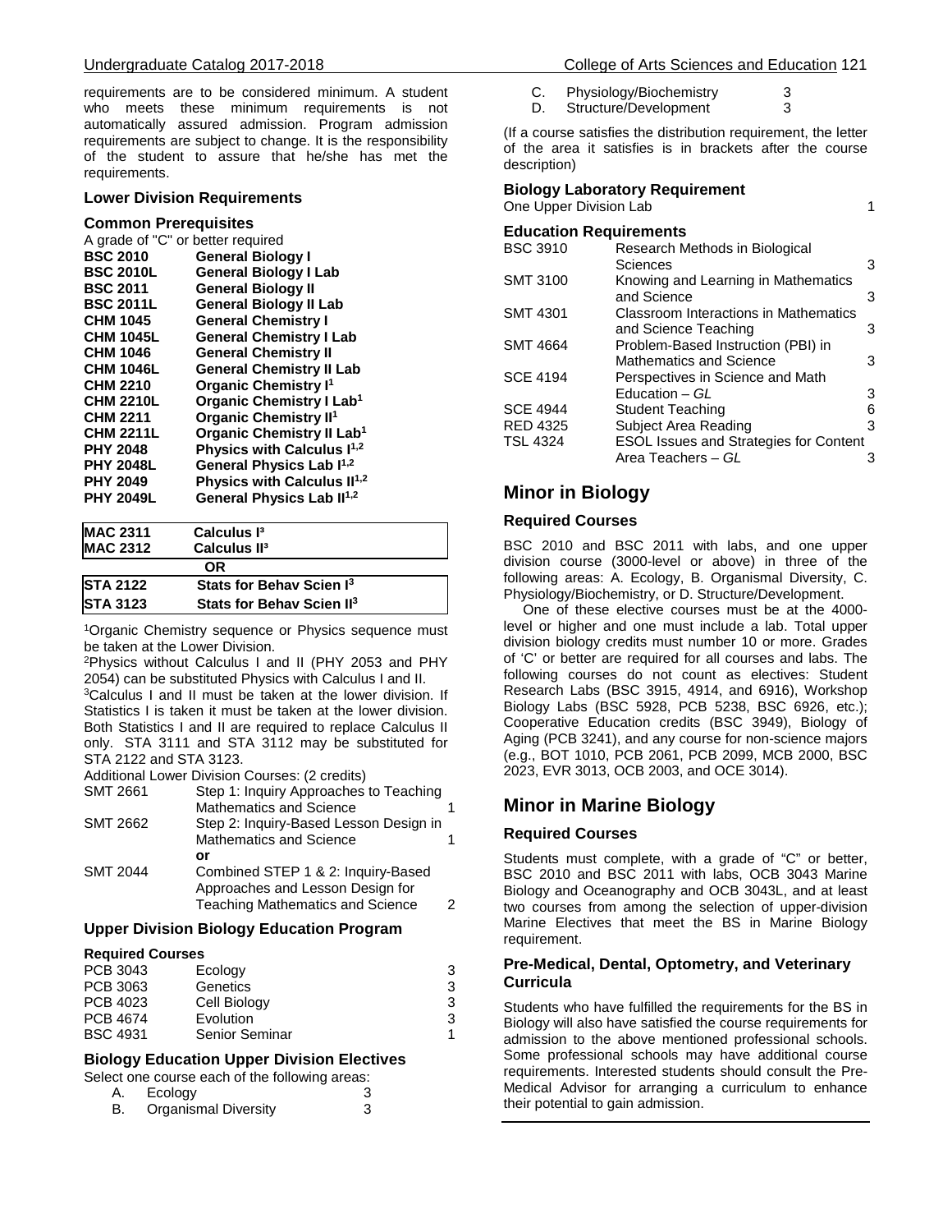requirements are to be considered minimum. A student who meets these minimum requirements is not automatically assured admission. Program admission requirements are subject to change. It is the responsibility of the student to assure that he/she has met the requirements.

### Lower Division Requirements

#### Common Prerequisites

A grade of "C" or better required

| | |
|---|---|
| **BSC 2010** | **General Biology I** |
| **BSC 2010L** | **General Biology I Lab** |
| **BSC 2011** | **General Biology II** |
| **BSC 2011L** | **General Biology II Lab** |
| **CHM 1045** | **General Chemistry I** |
| **CHM 1045L** | **General Chemistry I Lab** |
| **CHM 1046** | **General Chemistry II** |
| **CHM 1046L** | **General Chemistry II Lab** |
| **CHM 2210** | **Organic Chemistry I[1]** |
| **CHM 2210L** | **Organic Chemistry I Lab[1]** |
| **CHM 2211** | **Organic Chemistry II[1]** |
| **CHM 2211L** | **Organic Chemistry II Lab[1]** |
| **PHY 2048** | **Physics with Calculus I[1,2]** |
| **PHY 2048L** | **General Physics Lab I[1,2]** |
| **PHY 2049** | **Physics with Calculus II[1,2]** |
| **PHY 2049L** | **General Physics Lab II[1,2]** |

| | |
|---|---|
| **MAC 2311** | **Calculus I[3]** |
| **MAC 2312** | **Calculus II[3]** |
| | **OR** |
| **STA 2122** | **Stats for Behav Scien I[3]** |
| **STA 3123** | **Stats for Behav Scien II[3]** |

[1]Organic Chemistry sequence or Physics sequence must be taken at the Lower Division.

[2]Physics without Calculus I and II (PHY 2053 and PHY 2054) can be substituted Physics with Calculus I and II.

[3]Calculus I and II must be taken at the lower division. If Statistics I is taken it must be taken at the lower division. Both Statistics I and II are required to replace Calculus II only. STA 3111 and STA 3112 may be substituted for STA 2122 and STA 3123.

Additional Lower Division Courses: (2 credits)

| | | |
|---|---|---|
| SMT 2661 | Step 1: Inquiry Approaches to Teaching Mathematics and Science | 1 |
| SMT 2662 | Step 2: Inquiry-Based Lesson Design in Mathematics and Science | 1 |
| | **or** | |
| SMT 2044 | Combined STEP 1 & 2: Inquiry-Based Approaches and Lesson Design for Teaching Mathematics and Science | 2 |

### Upper Division Biology Education Program

#### Required Courses

| | | |
|---|---|---|
| PCB 3043 | Ecology | 3 |
| PCB 3063 | Genetics | 3 |
| PCB 4023 | Cell Biology | 3 |
| PCB 4674 | Evolution | 3 |
| BSC 4931 | Senior Seminar | 1 |

### Biology Education Upper Division Electives

Select one course each of the following areas:

| | | |
|---|---|---|
| A. | Ecology | 3 |
| B. | Organismal Diversity | 3 |
| C. | Physiology/Biochemistry | 3 |
| D. | Structure/Development | 3 |

(If a course satisfies the distribution requirement, the letter of the area it satisfies is in brackets after the course description)

### Biology Laboratory Requirement

One Upper Division Lab 1

### Education Requirements

| | | |
|---|---|---|
| BSC 3910 | Research Methods in Biological Sciences | 3 |
| SMT 3100 | Knowing and Learning in Mathematics and Science | 3 |
| SMT 4301 | Classroom Interactions in Mathematics and Science Teaching | 3 |
| SMT 4664 | Problem-Based Instruction (PBI) in Mathematics and Science | 3 |
| SCE 4194 | Perspectives in Science and Math Education – *GL* | 3 |
| SCE 4944 | Student Teaching | 6 |
| RED 4325 | Subject Area Reading | 3 |
| TSL 4324 | ESOL Issues and Strategies for Content Area Teachers – *GL* | 3 |

## Minor in Biology

### Required Courses

BSC 2010 and BSC 2011 with labs, and one upper division course (3000-level or above) in three of the following areas: A. Ecology, B. Organismal Diversity, C. Physiology/Biochemistry, or D. Structure/Development.

One of these elective courses must be at the 4000-level or higher and one must include a lab. Total upper division biology credits must number 10 or more. Grades of 'C' or better are required for all courses and labs. The following courses do not count as electives: Student Research Labs (BSC 3915, 4914, and 6916), Workshop Biology Labs (BSC 5928, PCB 5238, BSC 6926, etc.); Cooperative Education credits (BSC 3949), Biology of Aging (PCB 3241), and any course for non-science majors (e.g., BOT 1010, PCB 2061, PCB 2099, MCB 2000, BSC 2023, EVR 3013, OCB 2003, and OCE 3014).

## Minor in Marine Biology

### Required Courses

Students must complete, with a grade of "C" or better, BSC 2010 and BSC 2011 with labs, OCB 3043 Marine Biology and Oceanography and OCB 3043L, and at least two courses from among the selection of upper-division Marine Electives that meet the BS in Marine Biology requirement.

### Pre-Medical, Dental, Optometry, and Veterinary Curricula

Students who have fulfilled the requirements for the BS in Biology will also have satisfied the course requirements for admission to the above mentioned professional schools. Some professional schools may have additional course requirements. Interested students should consult the Pre-Medical Advisor for arranging a curriculum to enhance their potential to gain admission.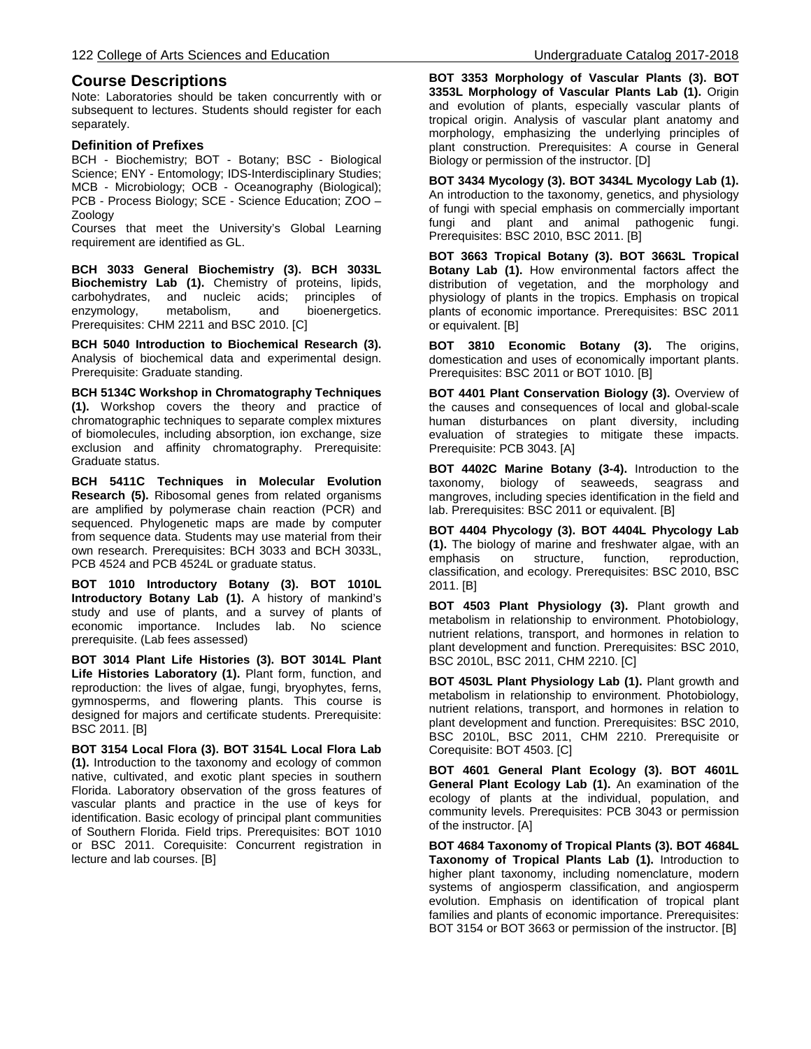## Course Descriptions

Note: Laboratories should be taken concurrently with or subsequent to lectures. Students should register for each separately.

### Definition of Prefixes

BCH - Biochemistry; BOT - Botany; BSC - Biological Science; ENY - Entomology; IDS-Interdisciplinary Studies; MCB - Microbiology; OCB - Oceanography (Biological); PCB - Process Biology; SCE - Science Education; ZOO – Zoology

Courses that meet the University's Global Learning requirement are identified as GL.

**BCH 3033 General Biochemistry (3). BCH 3033L Biochemistry Lab (1).** Chemistry of proteins, lipids, carbohydrates, and nucleic acids; principles of enzymology, metabolism, and bioenergetics. Prerequisites: CHM 2211 and BSC 2010. [C]

**BCH 5040 Introduction to Biochemical Research (3).** Analysis of biochemical data and experimental design. Prerequisite: Graduate standing.

**BCH 5134C Workshop in Chromatography Techniques (1).** Workshop covers the theory and practice of chromatographic techniques to separate complex mixtures of biomolecules, including absorption, ion exchange, size exclusion and affinity chromatography. Prerequisite: Graduate status.

**BCH 5411C Techniques in Molecular Evolution Research (5).** Ribosomal genes from related organisms are amplified by polymerase chain reaction (PCR) and sequenced. Phylogenetic maps are made by computer from sequence data. Students may use material from their own research. Prerequisites: BCH 3033 and BCH 3033L, PCB 4524 and PCB 4524L or graduate status.

**BOT 1010 Introductory Botany (3). BOT 1010L Introductory Botany Lab (1).** A history of mankind's study and use of plants, and a survey of plants of economic importance. Includes lab. No science prerequisite. (Lab fees assessed)

**BOT 3014 Plant Life Histories (3). BOT 3014L Plant Life Histories Laboratory (1).** Plant form, function, and reproduction: the lives of algae, fungi, bryophytes, ferns, gymnosperms, and flowering plants. This course is designed for majors and certificate students. Prerequisite: BSC 2011. [B]

**BOT 3154 Local Flora (3). BOT 3154L Local Flora Lab (1).** Introduction to the taxonomy and ecology of common native, cultivated, and exotic plant species in southern Florida. Laboratory observation of the gross features of vascular plants and practice in the use of keys for identification. Basic ecology of principal plant communities of Southern Florida. Field trips. Prerequisites: BOT 1010 or BSC 2011. Corequisite: Concurrent registration in lecture and lab courses. [B]

**BOT 3353 Morphology of Vascular Plants (3). BOT 3353L Morphology of Vascular Plants Lab (1).** Origin and evolution of plants, especially vascular plants of tropical origin. Analysis of vascular plant anatomy and morphology, emphasizing the underlying principles of plant construction. Prerequisites: A course in General Biology or permission of the instructor. [D]

**BOT 3434 Mycology (3). BOT 3434L Mycology Lab (1).** An introduction to the taxonomy, genetics, and physiology of fungi with special emphasis on commercially important fungi and plant and animal pathogenic fungi. Prerequisites: BSC 2010, BSC 2011. [B]

**BOT 3663 Tropical Botany (3). BOT 3663L Tropical Botany Lab (1).** How environmental factors affect the distribution of vegetation, and the morphology and physiology of plants in the tropics. Emphasis on tropical plants of economic importance. Prerequisites: BSC 2011 or equivalent. [B]

**BOT 3810 Economic Botany (3).** The origins, domestication and uses of economically important plants. Prerequisites: BSC 2011 or BOT 1010. [B]

**BOT 4401 Plant Conservation Biology (3).** Overview of the causes and consequences of local and global-scale human disturbances on plant diversity, including evaluation of strategies to mitigate these impacts. Prerequisite: PCB 3043. [A]

**BOT 4402C Marine Botany (3-4).** Introduction to the taxonomy, biology of seaweeds, seagrass and mangroves, including species identification in the field and lab. Prerequisites: BSC 2011 or equivalent. [B]

**BOT 4404 Phycology (3). BOT 4404L Phycology Lab (1).** The biology of marine and freshwater algae, with an emphasis on structure, function, reproduction, classification, and ecology. Prerequisites: BSC 2010, BSC 2011. [B]

**BOT 4503 Plant Physiology (3).** Plant growth and metabolism in relationship to environment. Photobiology, nutrient relations, transport, and hormones in relation to plant development and function. Prerequisites: BSC 2010, BSC 2010L, BSC 2011, CHM 2210. [C]

**BOT 4503L Plant Physiology Lab (1).** Plant growth and metabolism in relationship to environment. Photobiology, nutrient relations, transport, and hormones in relation to plant development and function. Prerequisites: BSC 2010, BSC 2010L, BSC 2011, CHM 2210. Prerequisite or Corequisite: BOT 4503. [C]

**BOT 4601 General Plant Ecology (3). BOT 4601L General Plant Ecology Lab (1).** An examination of the ecology of plants at the individual, population, and community levels. Prerequisites: PCB 3043 or permission of the instructor. [A]

**BOT 4684 Taxonomy of Tropical Plants (3). BOT 4684L Taxonomy of Tropical Plants Lab (1).** Introduction to higher plant taxonomy, including nomenclature, modern systems of angiosperm classification, and angiosperm evolution. Emphasis on identification of tropical plant families and plants of economic importance. Prerequisites: BOT 3154 or BOT 3663 or permission of the instructor. [B]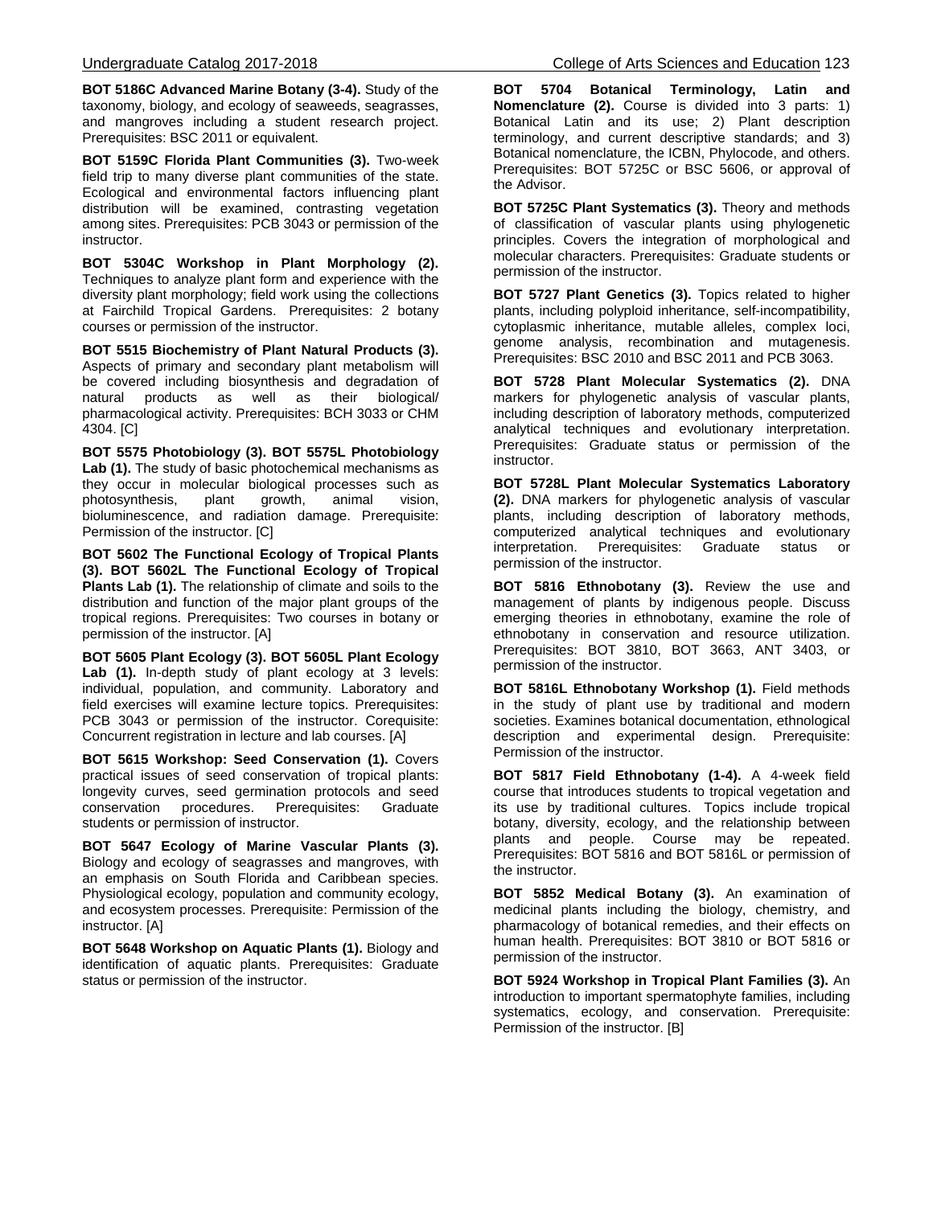**BOT 5186C Advanced Marine Botany (3-4).** Study of the taxonomy, biology, and ecology of seaweeds, seagrasses, and mangroves including a student research project. Prerequisites: BSC 2011 or equivalent.

**BOT 5159C Florida Plant Communities (3).** Two-week field trip to many diverse plant communities of the state. Ecological and environmental factors influencing plant distribution will be examined, contrasting vegetation among sites. Prerequisites: PCB 3043 or permission of the instructor.

**BOT 5304C Workshop in Plant Morphology (2).** Techniques to analyze plant form and experience with the diversity plant morphology; field work using the collections at Fairchild Tropical Gardens. Prerequisites: 2 botany courses or permission of the instructor.

**BOT 5515 Biochemistry of Plant Natural Products (3).** Aspects of primary and secondary plant metabolism will be covered including biosynthesis and degradation of natural products as well as their biological/ pharmacological activity. Prerequisites: BCH 3033 or CHM 4304. [C]

**BOT 5575 Photobiology (3). BOT 5575L Photobiology Lab (1).** The study of basic photochemical mechanisms as they occur in molecular biological processes such as photosynthesis, plant growth, animal vision, bioluminescence, and radiation damage. Prerequisite: Permission of the instructor. [C]

**BOT 5602 The Functional Ecology of Tropical Plants (3). BOT 5602L The Functional Ecology of Tropical Plants Lab (1).** The relationship of climate and soils to the distribution and function of the major plant groups of the tropical regions. Prerequisites: Two courses in botany or permission of the instructor. [A]

**BOT 5605 Plant Ecology (3). BOT 5605L Plant Ecology Lab (1).** In-depth study of plant ecology at 3 levels: individual, population, and community. Laboratory and field exercises will examine lecture topics. Prerequisites: PCB 3043 or permission of the instructor. Corequisite: Concurrent registration in lecture and lab courses. [A]

**BOT 5615 Workshop: Seed Conservation (1).** Covers practical issues of seed conservation of tropical plants: longevity curves, seed germination protocols and seed conservation procedures. Prerequisites: Graduate students or permission of instructor.

**BOT 5647 Ecology of Marine Vascular Plants (3).** Biology and ecology of seagrasses and mangroves, with an emphasis on South Florida and Caribbean species. Physiological ecology, population and community ecology, and ecosystem processes. Prerequisite: Permission of the instructor. [A]

**BOT 5648 Workshop on Aquatic Plants (1).** Biology and identification of aquatic plants. Prerequisites: Graduate status or permission of the instructor.

**BOT 5704 Botanical Terminology, Latin and Nomenclature (2).** Course is divided into 3 parts: 1) Botanical Latin and its use; 2) Plant description terminology, and current descriptive standards; and 3) Botanical nomenclature, the ICBN, Phylocode, and others. Prerequisites: BOT 5725C or BSC 5606, or approval of the Advisor.

**BOT 5725C Plant Systematics (3).** Theory and methods of classification of vascular plants using phylogenetic principles. Covers the integration of morphological and molecular characters. Prerequisites: Graduate students or permission of the instructor.

**BOT 5727 Plant Genetics (3).** Topics related to higher plants, including polyploid inheritance, self-incompatibility, cytoplasmic inheritance, mutable alleles, complex loci, genome analysis, recombination and mutagenesis. Prerequisites: BSC 2010 and BSC 2011 and PCB 3063.

**BOT 5728 Plant Molecular Systematics (2).** DNA markers for phylogenetic analysis of vascular plants, including description of laboratory methods, computerized analytical techniques and evolutionary interpretation. Prerequisites: Graduate status or permission of the instructor.

**BOT 5728L Plant Molecular Systematics Laboratory (2).** DNA markers for phylogenetic analysis of vascular plants, including description of laboratory methods, computerized analytical techniques and evolutionary interpretation. Prerequisites: Graduate status or permission of the instructor.

**BOT 5816 Ethnobotany (3).** Review the use and management of plants by indigenous people. Discuss emerging theories in ethnobotany, examine the role of ethnobotany in conservation and resource utilization. Prerequisites: BOT 3810, BOT 3663, ANT 3403, or permission of the instructor.

**BOT 5816L Ethnobotany Workshop (1).** Field methods in the study of plant use by traditional and modern societies. Examines botanical documentation, ethnological description and experimental design. Prerequisite: Permission of the instructor.

**BOT 5817 Field Ethnobotany (1-4).** A 4-week field course that introduces students to tropical vegetation and its use by traditional cultures. Topics include tropical botany, diversity, ecology, and the relationship between plants and people. Course may be repeated. Prerequisites: BOT 5816 and BOT 5816L or permission of the instructor.

**BOT 5852 Medical Botany (3).** An examination of medicinal plants including the biology, chemistry, and pharmacology of botanical remedies, and their effects on human health. Prerequisites: BOT 3810 or BOT 5816 or permission of the instructor.

**BOT 5924 Workshop in Tropical Plant Families (3).** An introduction to important spermatophyte families, including systematics, ecology, and conservation. Prerequisite: Permission of the instructor. [B]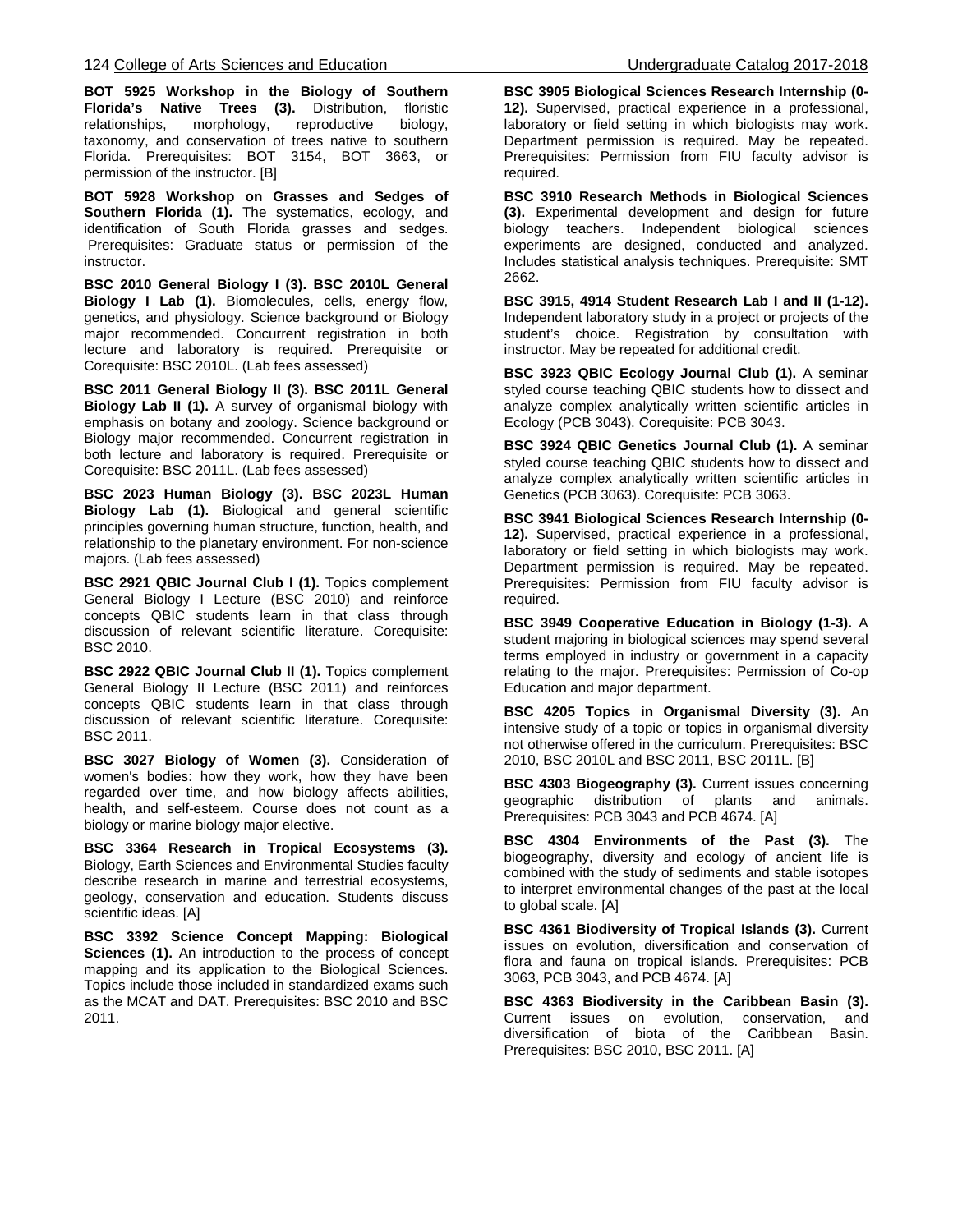**BOT 5925 Workshop in the Biology of Southern Florida's Native Trees (3).** Distribution, floristic relationships, morphology, reproductive biology, taxonomy, and conservation of trees native to southern Florida. Prerequisites: BOT 3154, BOT 3663, or permission of the instructor. [B]

**BOT 5928 Workshop on Grasses and Sedges of Southern Florida (1).** The systematics, ecology, and identification of South Florida grasses and sedges. Prerequisites: Graduate status or permission of the instructor.

**BSC 2010 General Biology I (3). BSC 2010L General Biology I Lab (1).** Biomolecules, cells, energy flow, genetics, and physiology. Science background or Biology major recommended. Concurrent registration in both lecture and laboratory is required. Prerequisite or Corequisite: BSC 2010L. (Lab fees assessed)

**BSC 2011 General Biology II (3). BSC 2011L General Biology Lab II (1).** A survey of organismal biology with emphasis on botany and zoology. Science background or Biology major recommended. Concurrent registration in both lecture and laboratory is required. Prerequisite or Corequisite: BSC 2011L. (Lab fees assessed)

**BSC 2023 Human Biology (3). BSC 2023L Human Biology Lab (1).** Biological and general scientific principles governing human structure, function, health, and relationship to the planetary environment. For non-science majors. (Lab fees assessed)

**BSC 2921 QBIC Journal Club I (1).** Topics complement General Biology I Lecture (BSC 2010) and reinforce concepts QBIC students learn in that class through discussion of relevant scientific literature. Corequisite: BSC 2010.

**BSC 2922 QBIC Journal Club II (1).** Topics complement General Biology II Lecture (BSC 2011) and reinforces concepts QBIC students learn in that class through discussion of relevant scientific literature. Corequisite: BSC 2011.

**BSC 3027 Biology of Women (3).** Consideration of women's bodies: how they work, how they have been regarded over time, and how biology affects abilities, health, and self-esteem. Course does not count as a biology or marine biology major elective.

**BSC 3364 Research in Tropical Ecosystems (3).** Biology, Earth Sciences and Environmental Studies faculty describe research in marine and terrestrial ecosystems, geology, conservation and education. Students discuss scientific ideas. [A]

**BSC 3392 Science Concept Mapping: Biological Sciences (1).** An introduction to the process of concept mapping and its application to the Biological Sciences. Topics include those included in standardized exams such as the MCAT and DAT. Prerequisites: BSC 2010 and BSC 2011.

**BSC 3905 Biological Sciences Research Internship (0-12).** Supervised, practical experience in a professional, laboratory or field setting in which biologists may work. Department permission is required. May be repeated. Prerequisites: Permission from FIU faculty advisor is required.

**BSC 3910 Research Methods in Biological Sciences (3).** Experimental development and design for future biology teachers. Independent biological sciences experiments are designed, conducted and analyzed. Includes statistical analysis techniques. Prerequisite: SMT 2662.

**BSC 3915, 4914 Student Research Lab I and II (1-12).** Independent laboratory study in a project or projects of the student's choice. Registration by consultation with instructor. May be repeated for additional credit.

**BSC 3923 QBIC Ecology Journal Club (1).** A seminar styled course teaching QBIC students how to dissect and analyze complex analytically written scientific articles in Ecology (PCB 3043). Corequisite: PCB 3043.

**BSC 3924 QBIC Genetics Journal Club (1).** A seminar styled course teaching QBIC students how to dissect and analyze complex analytically written scientific articles in Genetics (PCB 3063). Corequisite: PCB 3063.

**BSC 3941 Biological Sciences Research Internship (0-12).** Supervised, practical experience in a professional, laboratory or field setting in which biologists may work. Department permission is required. May be repeated. Prerequisites: Permission from FIU faculty advisor is required.

**BSC 3949 Cooperative Education in Biology (1-3).** A student majoring in biological sciences may spend several terms employed in industry or government in a capacity relating to the major. Prerequisites: Permission of Co-op Education and major department.

**BSC 4205 Topics in Organismal Diversity (3).** An intensive study of a topic or topics in organismal diversity not otherwise offered in the curriculum. Prerequisites: BSC 2010, BSC 2010L and BSC 2011, BSC 2011L. [B]

**BSC 4303 Biogeography (3).** Current issues concerning geographic distribution of plants and animals. Prerequisites: PCB 3043 and PCB 4674. [A]

**BSC 4304 Environments of the Past (3).** The biogeography, diversity and ecology of ancient life is combined with the study of sediments and stable isotopes to interpret environmental changes of the past at the local to global scale. [A]

**BSC 4361 Biodiversity of Tropical Islands (3).** Current issues on evolution, diversification and conservation of flora and fauna on tropical islands. Prerequisites: PCB 3063, PCB 3043, and PCB 4674. [A]

**BSC 4363 Biodiversity in the Caribbean Basin (3).** Current issues on evolution, conservation, and diversification of biota of the Caribbean Basin. Prerequisites: BSC 2010, BSC 2011. [A]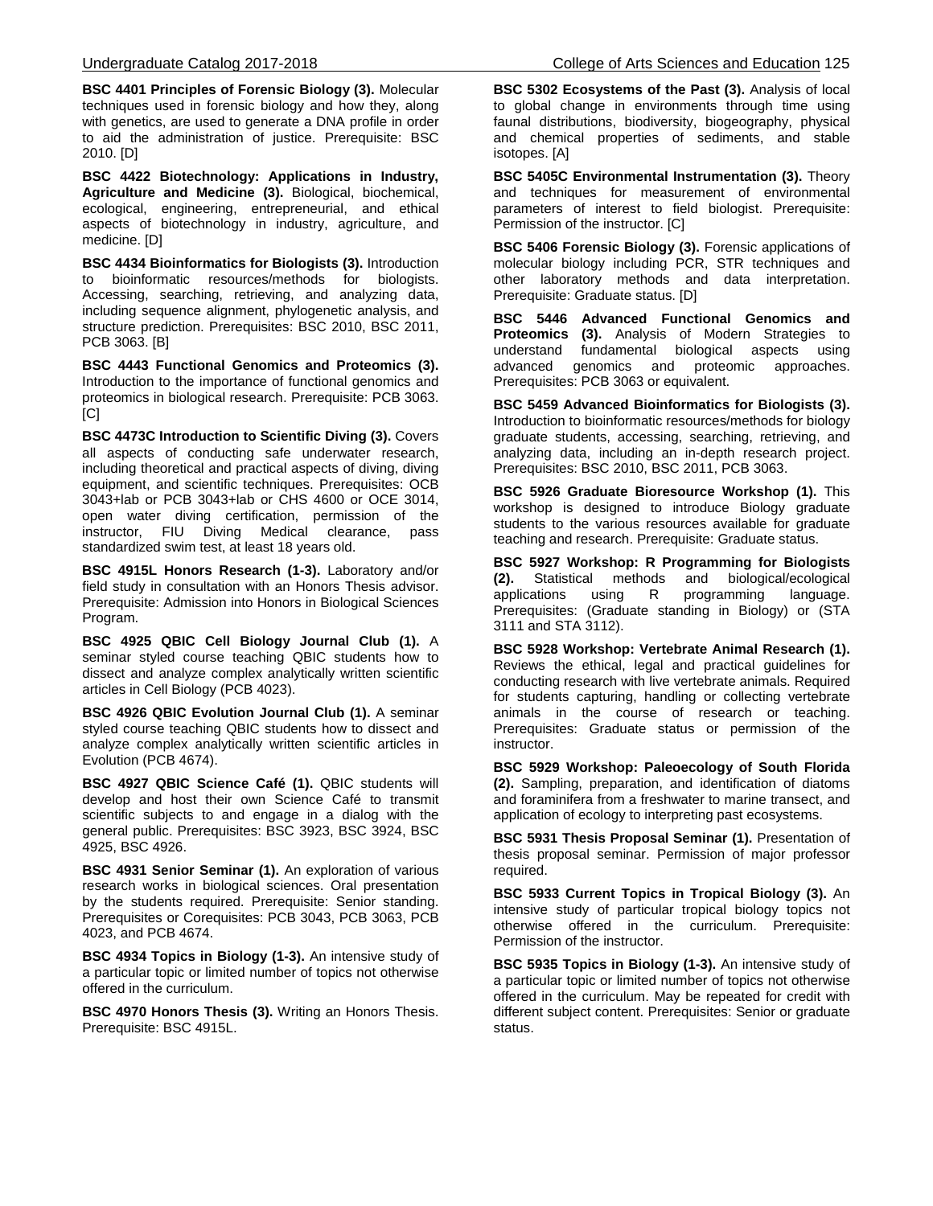**BSC 4401 Principles of Forensic Biology (3).** Molecular techniques used in forensic biology and how they, along with genetics, are used to generate a DNA profile in order to aid the administration of justice. Prerequisite: BSC 2010. [D]

**BSC 4422 Biotechnology: Applications in Industry, Agriculture and Medicine (3).** Biological, biochemical, ecological, engineering, entrepreneurial, and ethical aspects of biotechnology in industry, agriculture, and medicine. [D]

**BSC 4434 Bioinformatics for Biologists (3).** Introduction to bioinformatic resources/methods for biologists. Accessing, searching, retrieving, and analyzing data, including sequence alignment, phylogenetic analysis, and structure prediction. Prerequisites: BSC 2010, BSC 2011, PCB 3063. [B]

**BSC 4443 Functional Genomics and Proteomics (3).** Introduction to the importance of functional genomics and proteomics in biological research. Prerequisite: PCB 3063. [C]

**BSC 4473C Introduction to Scientific Diving (3).** Covers all aspects of conducting safe underwater research, including theoretical and practical aspects of diving, diving equipment, and scientific techniques. Prerequisites: OCB 3043+lab or PCB 3043+lab or CHS 4600 or OCE 3014, open water diving certification, permission of the instructor, FIU Diving Medical clearance, pass standardized swim test, at least 18 years old.

**BSC 4915L Honors Research (1-3).** Laboratory and/or field study in consultation with an Honors Thesis advisor. Prerequisite: Admission into Honors in Biological Sciences Program.

**BSC 4925 QBIC Cell Biology Journal Club (1).** A seminar styled course teaching QBIC students how to dissect and analyze complex analytically written scientific articles in Cell Biology (PCB 4023).

**BSC 4926 QBIC Evolution Journal Club (1).** A seminar styled course teaching QBIC students how to dissect and analyze complex analytically written scientific articles in Evolution (PCB 4674).

**BSC 4927 QBIC Science Café (1).** QBIC students will develop and host their own Science Café to transmit scientific subjects to and engage in a dialog with the general public. Prerequisites: BSC 3923, BSC 3924, BSC 4925, BSC 4926.

**BSC 4931 Senior Seminar (1).** An exploration of various research works in biological sciences. Oral presentation by the students required. Prerequisite: Senior standing. Prerequisites or Corequisites: PCB 3043, PCB 3063, PCB 4023, and PCB 4674.

**BSC 4934 Topics in Biology (1-3).** An intensive study of a particular topic or limited number of topics not otherwise offered in the curriculum.

**BSC 4970 Honors Thesis (3).** Writing an Honors Thesis. Prerequisite: BSC 4915L.

**BSC 5302 Ecosystems of the Past (3).** Analysis of local to global change in environments through time using faunal distributions, biodiversity, biogeography, physical and chemical properties of sediments, and stable isotopes. [A]

**BSC 5405C Environmental Instrumentation (3).** Theory and techniques for measurement of environmental parameters of interest to field biologist. Prerequisite: Permission of the instructor. [C]

**BSC 5406 Forensic Biology (3).** Forensic applications of molecular biology including PCR, STR techniques and other laboratory methods and data interpretation. Prerequisite: Graduate status. [D]

**BSC 5446 Advanced Functional Genomics and Proteomics (3).** Analysis of Modern Strategies to understand fundamental biological aspects using advanced genomics and proteomic approaches. Prerequisites: PCB 3063 or equivalent.

**BSC 5459 Advanced Bioinformatics for Biologists (3).** Introduction to bioinformatic resources/methods for biology graduate students, accessing, searching, retrieving, and analyzing data, including an in-depth research project. Prerequisites: BSC 2010, BSC 2011, PCB 3063.

**BSC 5926 Graduate Bioresource Workshop (1).** This workshop is designed to introduce Biology graduate students to the various resources available for graduate teaching and research. Prerequisite: Graduate status.

**BSC 5927 Workshop: R Programming for Biologists (2).** Statistical methods and biological/ecological applications using R programming language. Prerequisites: (Graduate standing in Biology) or (STA 3111 and STA 3112).

**BSC 5928 Workshop: Vertebrate Animal Research (1).** Reviews the ethical, legal and practical guidelines for conducting research with live vertebrate animals. Required for students capturing, handling or collecting vertebrate animals in the course of research or teaching. Prerequisites: Graduate status or permission of the instructor.

**BSC 5929 Workshop: Paleoecology of South Florida (2).** Sampling, preparation, and identification of diatoms and foraminifera from a freshwater to marine transect, and application of ecology to interpreting past ecosystems.

**BSC 5931 Thesis Proposal Seminar (1).** Presentation of thesis proposal seminar. Permission of major professor required.

**BSC 5933 Current Topics in Tropical Biology (3).** An intensive study of particular tropical biology topics not otherwise offered in the curriculum. Prerequisite: Permission of the instructor.

**BSC 5935 Topics in Biology (1-3).** An intensive study of a particular topic or limited number of topics not otherwise offered in the curriculum. May be repeated for credit with different subject content. Prerequisites: Senior or graduate status.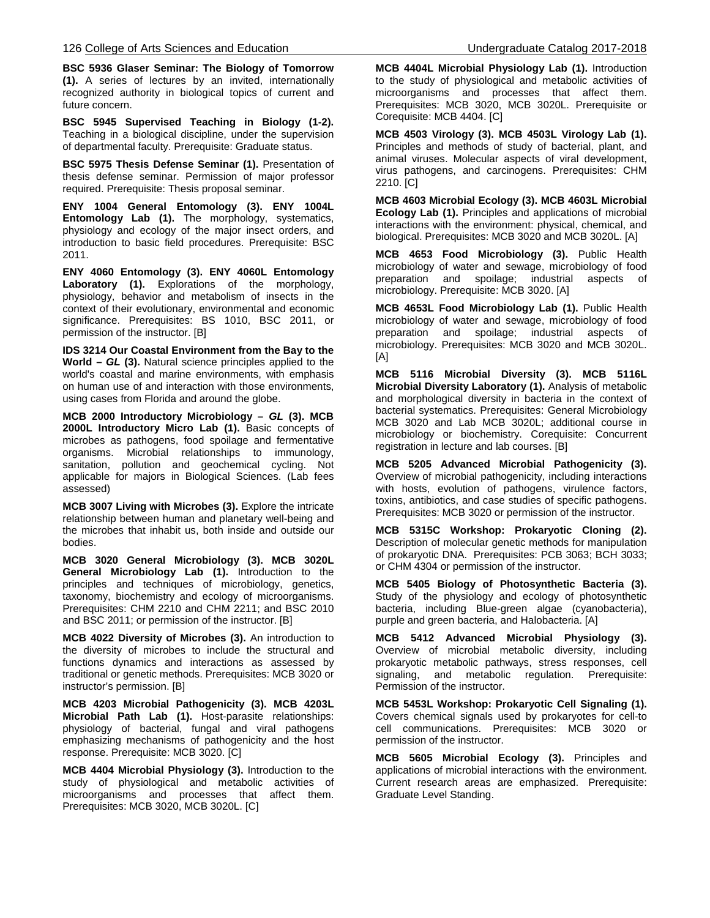**BSC 5936 Glaser Seminar: The Biology of Tomorrow (1).** A series of lectures by an invited, internationally recognized authority in biological topics of current and future concern.

**BSC 5945 Supervised Teaching in Biology (1-2).** Teaching in a biological discipline, under the supervision of departmental faculty. Prerequisite: Graduate status.

**BSC 5975 Thesis Defense Seminar (1).** Presentation of thesis defense seminar. Permission of major professor required. Prerequisite: Thesis proposal seminar.

**ENY 1004 General Entomology (3). ENY 1004L Entomology Lab (1).** The morphology, systematics, physiology and ecology of the major insect orders, and introduction to basic field procedures. Prerequisite: BSC 2011.

**ENY 4060 Entomology (3). ENY 4060L Entomology Laboratory (1).** Explorations of the morphology, physiology, behavior and metabolism of insects in the context of their evolutionary, environmental and economic significance. Prerequisites: BS 1010, BSC 2011, or permission of the instructor. [B]

**IDS 3214 Our Coastal Environment from the Bay to the World – *GL* (3).** Natural science principles applied to the world's coastal and marine environments, with emphasis on human use of and interaction with those environments, using cases from Florida and around the globe.

**MCB 2000 Introductory Microbiology – *GL* (3). MCB 2000L Introductory Micro Lab (1).** Basic concepts of microbes as pathogens, food spoilage and fermentative organisms. Microbial relationships to immunology, sanitation, pollution and geochemical cycling. Not applicable for majors in Biological Sciences. (Lab fees assessed)

**MCB 3007 Living with Microbes (3).** Explore the intricate relationship between human and planetary well-being and the microbes that inhabit us, both inside and outside our bodies.

**MCB 3020 General Microbiology (3). MCB 3020L General Microbiology Lab (1).** Introduction to the principles and techniques of microbiology, genetics, taxonomy, biochemistry and ecology of microorganisms. Prerequisites: CHM 2210 and CHM 2211; and BSC 2010 and BSC 2011; or permission of the instructor. [B]

**MCB 4022 Diversity of Microbes (3).** An introduction to the diversity of microbes to include the structural and functions dynamics and interactions as assessed by traditional or genetic methods. Prerequisites: MCB 3020 or instructor's permission. [B]

**MCB 4203 Microbial Pathogenicity (3). MCB 4203L Microbial Path Lab (1).** Host-parasite relationships: physiology of bacterial, fungal and viral pathogens emphasizing mechanisms of pathogenicity and the host response. Prerequisite: MCB 3020. [C]

**MCB 4404 Microbial Physiology (3).** Introduction to the study of physiological and metabolic activities of microorganisms and processes that affect them. Prerequisites: MCB 3020, MCB 3020L. [C]

**MCB 4404L Microbial Physiology Lab (1).** Introduction to the study of physiological and metabolic activities of microorganisms and processes that affect them. Prerequisites: MCB 3020, MCB 3020L. Prerequisite or Corequisite: MCB 4404. [C]

**MCB 4503 Virology (3). MCB 4503L Virology Lab (1).** Principles and methods of study of bacterial, plant, and animal viruses. Molecular aspects of viral development, virus pathogens, and carcinogens. Prerequisites: CHM 2210. [C]

**MCB 4603 Microbial Ecology (3). MCB 4603L Microbial Ecology Lab (1).** Principles and applications of microbial interactions with the environment: physical, chemical, and biological. Prerequisites: MCB 3020 and MCB 3020L. [A]

**MCB 4653 Food Microbiology (3).** Public Health microbiology of water and sewage, microbiology of food preparation and spoilage; industrial aspects of microbiology. Prerequisite: MCB 3020. [A]

**MCB 4653L Food Microbiology Lab (1).** Public Health microbiology of water and sewage, microbiology of food preparation and spoilage; industrial aspects of microbiology. Prerequisites: MCB 3020 and MCB 3020L. [A]

**MCB 5116 Microbial Diversity (3). MCB 5116L Microbial Diversity Laboratory (1).** Analysis of metabolic and morphological diversity in bacteria in the context of bacterial systematics. Prerequisites: General Microbiology MCB 3020 and Lab MCB 3020L; additional course in microbiology or biochemistry. Corequisite: Concurrent registration in lecture and lab courses. [B]

**MCB 5205 Advanced Microbial Pathogenicity (3).** Overview of microbial pathogenicity, including interactions with hosts, evolution of pathogens, virulence factors, toxins, antibiotics, and case studies of specific pathogens. Prerequisites: MCB 3020 or permission of the instructor.

**MCB 5315C Workshop: Prokaryotic Cloning (2).** Description of molecular genetic methods for manipulation of prokaryotic DNA. Prerequisites: PCB 3063; BCH 3033; or CHM 4304 or permission of the instructor.

**MCB 5405 Biology of Photosynthetic Bacteria (3).** Study of the physiology and ecology of photosynthetic bacteria, including Blue-green algae (cyanobacteria), purple and green bacteria, and Halobacteria. [A]

**MCB 5412 Advanced Microbial Physiology (3).** Overview of microbial metabolic diversity, including prokaryotic metabolic pathways, stress responses, cell signaling, and metabolic regulation. Prerequisite: Permission of the instructor.

**MCB 5453L Workshop: Prokaryotic Cell Signaling (1).** Covers chemical signals used by prokaryotes for cell-to cell communications. Prerequisites: MCB 3020 or permission of the instructor.

**MCB 5605 Microbial Ecology (3).** Principles and applications of microbial interactions with the environment. Current research areas are emphasized. Prerequisite: Graduate Level Standing.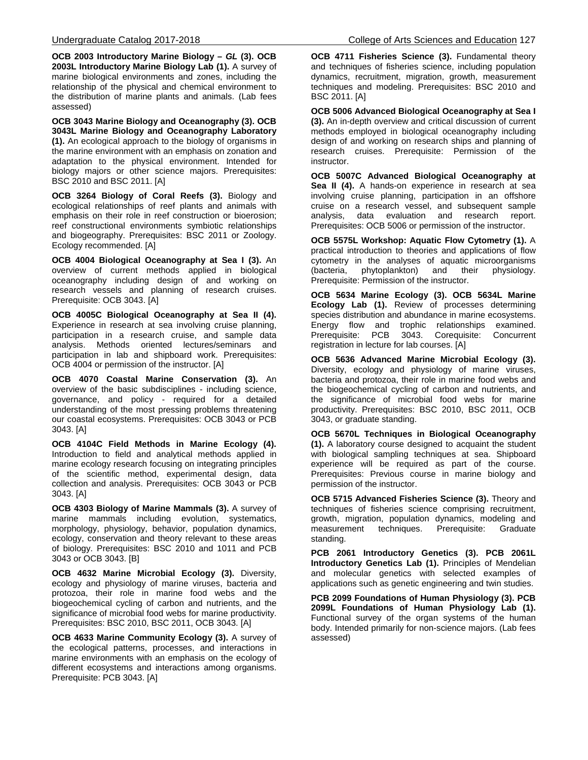**OCB 2003 Introductory Marine Biology – *GL* (3). OCB 2003L Introductory Marine Biology Lab (1).** A survey of marine biological environments and zones, including the relationship of the physical and chemical environment to the distribution of marine plants and animals. (Lab fees assessed)

**OCB 3043 Marine Biology and Oceanography (3). OCB 3043L Marine Biology and Oceanography Laboratory (1).** An ecological approach to the biology of organisms in the marine environment with an emphasis on zonation and adaptation to the physical environment. Intended for biology majors or other science majors. Prerequisites: BSC 2010 and BSC 2011. [A]

**OCB 3264 Biology of Coral Reefs (3).** Biology and ecological relationships of reef plants and animals with emphasis on their role in reef construction or bioerosion; reef constructional environments symbiotic relationships and biogeography. Prerequisites: BSC 2011 or Zoology. Ecology recommended. [A]

**OCB 4004 Biological Oceanography at Sea I (3).** An overview of current methods applied in biological oceanography including design of and working on research vessels and planning of research cruises. Prerequisite: OCB 3043. [A]

**OCB 4005C Biological Oceanography at Sea II (4).** Experience in research at sea involving cruise planning, participation in a research cruise, and sample data analysis. Methods oriented lectures/seminars and participation in lab and shipboard work. Prerequisites: OCB 4004 or permission of the instructor. [A]

**OCB 4070 Coastal Marine Conservation (3).** An overview of the basic subdisciplines - including science, governance, and policy - required for a detailed understanding of the most pressing problems threatening our coastal ecosystems. Prerequisites: OCB 3043 or PCB 3043. [A]

**OCB 4104C Field Methods in Marine Ecology (4).** Introduction to field and analytical methods applied in marine ecology research focusing on integrating principles of the scientific method, experimental design, data collection and analysis. Prerequisites: OCB 3043 or PCB 3043. [A]

**OCB 4303 Biology of Marine Mammals (3).** A survey of marine mammals including evolution, systematics, morphology, physiology, behavior, population dynamics, ecology, conservation and theory relevant to these areas of biology. Prerequisites: BSC 2010 and 1011 and PCB 3043 or OCB 3043. [B]

**OCB 4632 Marine Microbial Ecology (3).** Diversity, ecology and physiology of marine viruses, bacteria and protozoa, their role in marine food webs and the biogeochemical cycling of carbon and nutrients, and the significance of microbial food webs for marine productivity. Prerequisites: BSC 2010, BSC 2011, OCB 3043. [A]

**OCB 4633 Marine Community Ecology (3).** A survey of the ecological patterns, processes, and interactions in marine environments with an emphasis on the ecology of different ecosystems and interactions among organisms. Prerequisite: PCB 3043. [A]

**OCB 4711 Fisheries Science (3).** Fundamental theory and techniques of fisheries science, including population dynamics, recruitment, migration, growth, measurement techniques and modeling. Prerequisites: BSC 2010 and BSC 2011. [A]

**OCB 5006 Advanced Biological Oceanography at Sea I (3).** An in-depth overview and critical discussion of current methods employed in biological oceanography including design of and working on research ships and planning of research cruises. Prerequisite: Permission of the instructor.

**OCB 5007C Advanced Biological Oceanography at Sea II (4).** A hands-on experience in research at sea involving cruise planning, participation in an offshore cruise on a research vessel, and subsequent sample analysis, data evaluation and research report. Prerequisites: OCB 5006 or permission of the instructor.

**OCB 5575L Workshop: Aquatic Flow Cytometry (1).** A practical introduction to theories and applications of flow cytometry in the analyses of aquatic microorganisms (bacteria, phytoplankton) and their physiology. Prerequisite: Permission of the instructor.

**OCB 5634 Marine Ecology (3). OCB 5634L Marine Ecology Lab (1).** Review of processes determining species distribution and abundance in marine ecosystems. Energy flow and trophic relationships examined. Prerequisite: PCB 3043. Corequisite: Concurrent registration in lecture for lab courses. [A]

**OCB 5636 Advanced Marine Microbial Ecology (3).** Diversity, ecology and physiology of marine viruses, bacteria and protozoa, their role in marine food webs and the biogeochemical cycling of carbon and nutrients, and the significance of microbial food webs for marine productivity. Prerequisites: BSC 2010, BSC 2011, OCB 3043, or graduate standing.

**OCB 5670L Techniques in Biological Oceanography (1).** A laboratory course designed to acquaint the student with biological sampling techniques at sea. Shipboard experience will be required as part of the course. Prerequisites: Previous course in marine biology and permission of the instructor.

**OCB 5715 Advanced Fisheries Science (3).** Theory and techniques of fisheries science comprising recruitment, growth, migration, population dynamics, modeling and measurement techniques. Prerequisite: Graduate standing.

**PCB 2061 Introductory Genetics (3). PCB 2061L Introductory Genetics Lab (1).** Principles of Mendelian and molecular genetics with selected examples of applications such as genetic engineering and twin studies.

**PCB 2099 Foundations of Human Physiology (3). PCB 2099L Foundations of Human Physiology Lab (1).** Functional survey of the organ systems of the human body. Intended primarily for non-science majors. (Lab fees assessed)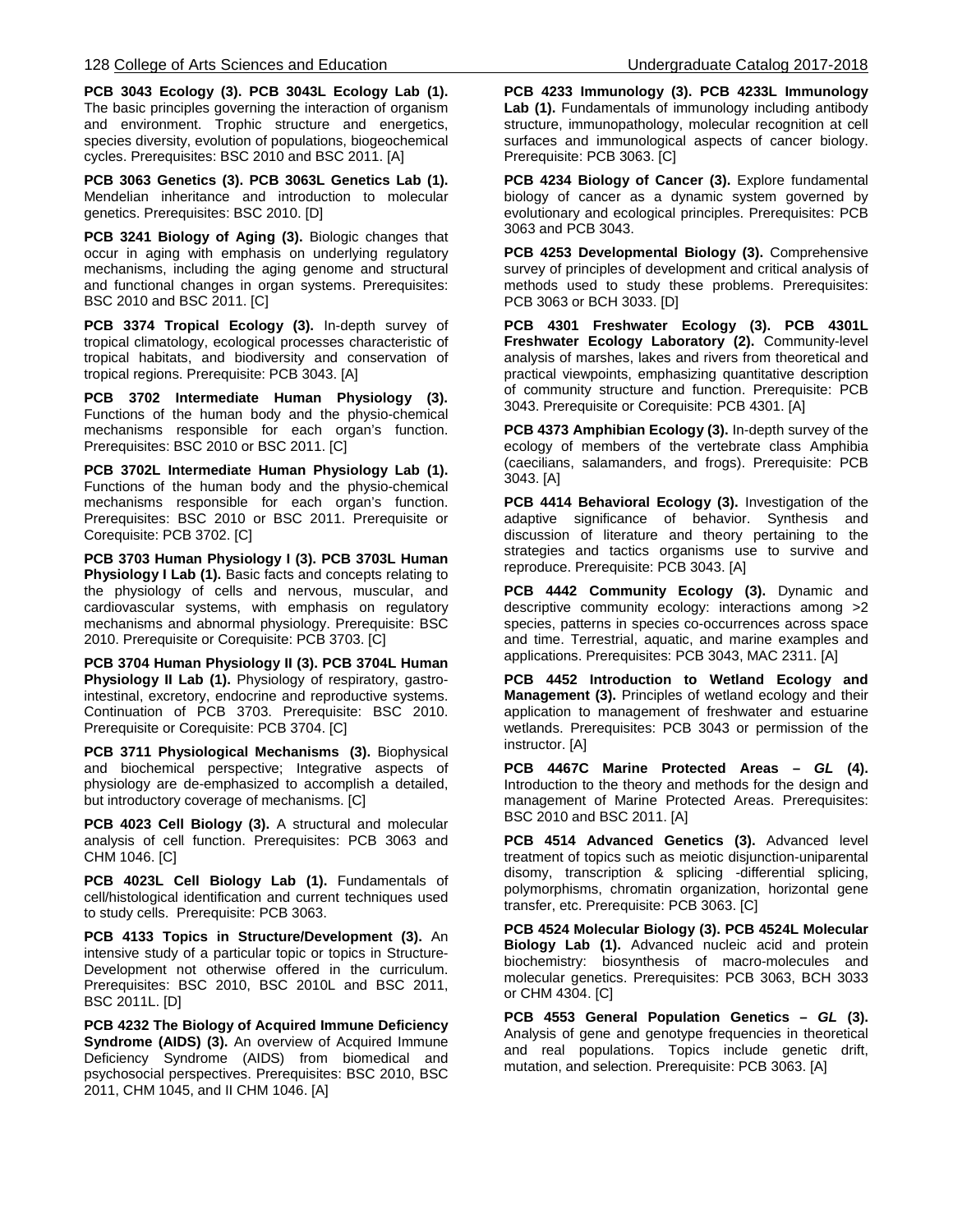**PCB 3043 Ecology (3). PCB 3043L Ecology Lab (1).** The basic principles governing the interaction of organism and environment. Trophic structure and energetics, species diversity, evolution of populations, biogeochemical cycles. Prerequisites: BSC 2010 and BSC 2011. [A]

**PCB 3063 Genetics (3). PCB 3063L Genetics Lab (1).** Mendelian inheritance and introduction to molecular genetics. Prerequisites: BSC 2010. [D]

**PCB 3241 Biology of Aging (3).** Biologic changes that occur in aging with emphasis on underlying regulatory mechanisms, including the aging genome and structural and functional changes in organ systems. Prerequisites: BSC 2010 and BSC 2011. [C]

**PCB 3374 Tropical Ecology (3).** In-depth survey of tropical climatology, ecological processes characteristic of tropical habitats, and biodiversity and conservation of tropical regions. Prerequisite: PCB 3043. [A]

**PCB 3702 Intermediate Human Physiology (3).** Functions of the human body and the physio-chemical mechanisms responsible for each organ's function. Prerequisites: BSC 2010 or BSC 2011. [C]

**PCB 3702L Intermediate Human Physiology Lab (1).** Functions of the human body and the physio-chemical mechanisms responsible for each organ's function. Prerequisites: BSC 2010 or BSC 2011. Prerequisite or Corequisite: PCB 3702. [C]

**PCB 3703 Human Physiology I (3). PCB 3703L Human Physiology I Lab (1).** Basic facts and concepts relating to the physiology of cells and nervous, muscular, and cardiovascular systems, with emphasis on regulatory mechanisms and abnormal physiology. Prerequisite: BSC 2010. Prerequisite or Corequisite: PCB 3703. [C]

**PCB 3704 Human Physiology II (3). PCB 3704L Human Physiology II Lab (1).** Physiology of respiratory, gastro-intestinal, excretory, endocrine and reproductive systems. Continuation of PCB 3703. Prerequisite: BSC 2010. Prerequisite or Corequisite: PCB 3704. [C]

**PCB 3711 Physiological Mechanisms (3).** Biophysical and biochemical perspective; Integrative aspects of physiology are de-emphasized to accomplish a detailed, but introductory coverage of mechanisms. [C]

**PCB 4023 Cell Biology (3).** A structural and molecular analysis of cell function. Prerequisites: PCB 3063 and CHM 1046. [C]

**PCB 4023L Cell Biology Lab (1).** Fundamentals of cell/histological identification and current techniques used to study cells. Prerequisite: PCB 3063.

**PCB 4133 Topics in Structure/Development (3).** An intensive study of a particular topic or topics in Structure-Development not otherwise offered in the curriculum. Prerequisites: BSC 2010, BSC 2010L and BSC 2011, BSC 2011L. [D]

**PCB 4232 The Biology of Acquired Immune Deficiency Syndrome (AIDS) (3).** An overview of Acquired Immune Deficiency Syndrome (AIDS) from biomedical and psychosocial perspectives. Prerequisites: BSC 2010, BSC 2011, CHM 1045, and II CHM 1046. [A]

**PCB 4233 Immunology (3). PCB 4233L Immunology Lab (1).** Fundamentals of immunology including antibody structure, immunopathology, molecular recognition at cell surfaces and immunological aspects of cancer biology. Prerequisite: PCB 3063. [C]

**PCB 4234 Biology of Cancer (3).** Explore fundamental biology of cancer as a dynamic system governed by evolutionary and ecological principles. Prerequisites: PCB 3063 and PCB 3043.

**PCB 4253 Developmental Biology (3).** Comprehensive survey of principles of development and critical analysis of methods used to study these problems. Prerequisites: PCB 3063 or BCH 3033. [D]

**PCB 4301 Freshwater Ecology (3). PCB 4301L Freshwater Ecology Laboratory (2).** Community-level analysis of marshes, lakes and rivers from theoretical and practical viewpoints, emphasizing quantitative description of community structure and function. Prerequisite: PCB 3043. Prerequisite or Corequisite: PCB 4301. [A]

**PCB 4373 Amphibian Ecology (3).** In-depth survey of the ecology of members of the vertebrate class Amphibia (caecilians, salamanders, and frogs). Prerequisite: PCB 3043. [A]

**PCB 4414 Behavioral Ecology (3).** Investigation of the adaptive significance of behavior. Synthesis and discussion of literature and theory pertaining to the strategies and tactics organisms use to survive and reproduce. Prerequisite: PCB 3043. [A]

**PCB 4442 Community Ecology (3).** Dynamic and descriptive community ecology: interactions among >2 species, patterns in species co-occurrences across space and time. Terrestrial, aquatic, and marine examples and applications. Prerequisites: PCB 3043, MAC 2311. [A]

**PCB 4452 Introduction to Wetland Ecology and Management (3).** Principles of wetland ecology and their application to management of freshwater and estuarine wetlands. Prerequisites: PCB 3043 or permission of the instructor. [A]

**PCB 4467C Marine Protected Areas – *GL* (4).** Introduction to the theory and methods for the design and management of Marine Protected Areas. Prerequisites: BSC 2010 and BSC 2011. [A]

**PCB 4514 Advanced Genetics (3).** Advanced level treatment of topics such as meiotic disjunction-uniparental disomy, transcription & splicing -differential splicing, polymorphisms, chromatin organization, horizontal gene transfer, etc. Prerequisite: PCB 3063. [C]

**PCB 4524 Molecular Biology (3). PCB 4524L Molecular Biology Lab (1).** Advanced nucleic acid and protein biochemistry: biosynthesis of macro-molecules and molecular genetics. Prerequisites: PCB 3063, BCH 3033 or CHM 4304. [C]

**PCB 4553 General Population Genetics – *GL* (3).** Analysis of gene and genotype frequencies in theoretical and real populations. Topics include genetic drift, mutation, and selection. Prerequisite: PCB 3063. [A]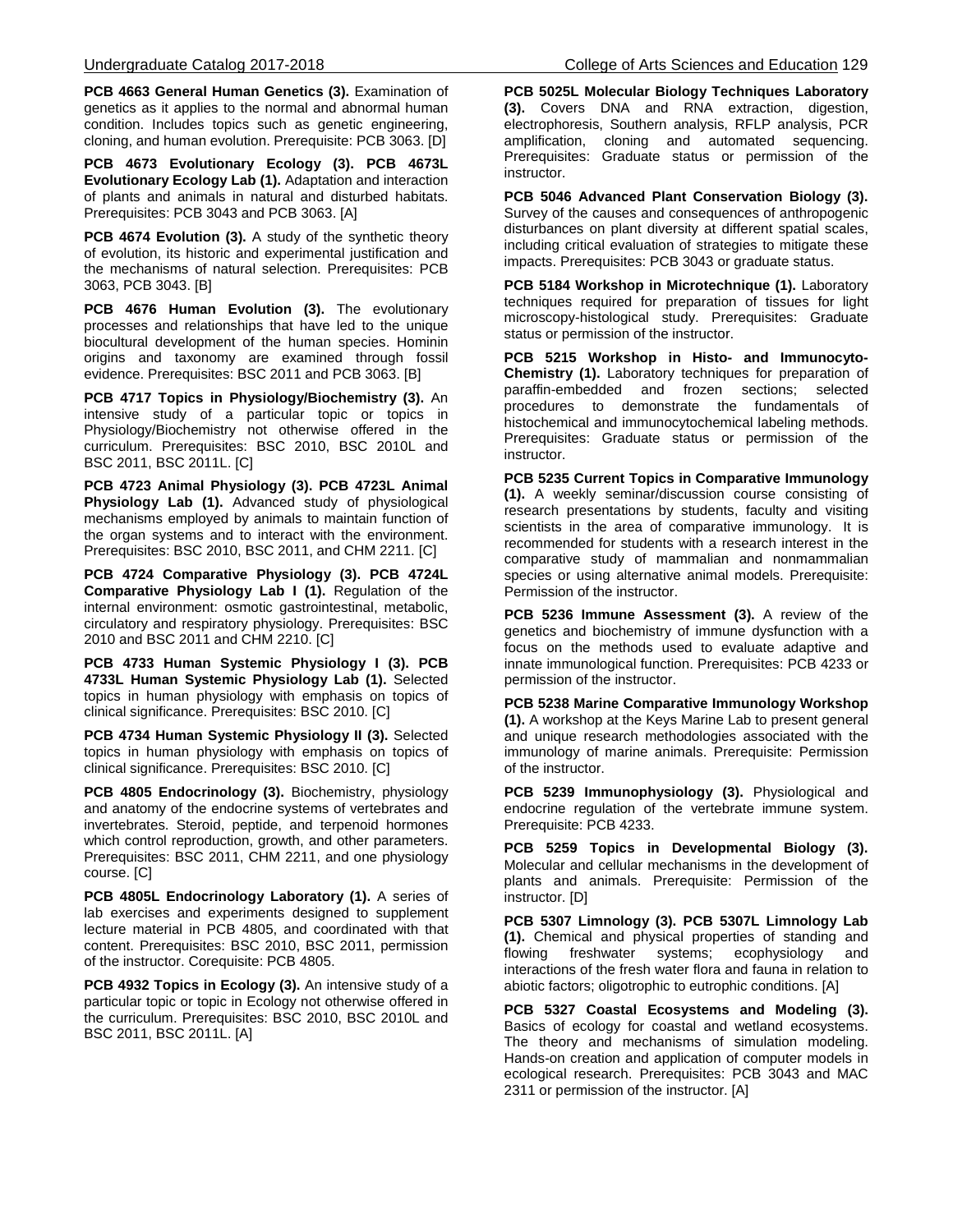**PCB 4663 General Human Genetics (3).** Examination of genetics as it applies to the normal and abnormal human condition. Includes topics such as genetic engineering, cloning, and human evolution. Prerequisite: PCB 3063. [D]

**PCB 4673 Evolutionary Ecology (3). PCB 4673L Evolutionary Ecology Lab (1).** Adaptation and interaction of plants and animals in natural and disturbed habitats. Prerequisites: PCB 3043 and PCB 3063. [A]

**PCB 4674 Evolution (3).** A study of the synthetic theory of evolution, its historic and experimental justification and the mechanisms of natural selection. Prerequisites: PCB 3063, PCB 3043. [B]

**PCB 4676 Human Evolution (3).** The evolutionary processes and relationships that have led to the unique biocultural development of the human species. Hominin origins and taxonomy are examined through fossil evidence. Prerequisites: BSC 2011 and PCB 3063. [B]

**PCB 4717 Topics in Physiology/Biochemistry (3).** An intensive study of a particular topic or topics in Physiology/Biochemistry not otherwise offered in the curriculum. Prerequisites: BSC 2010, BSC 2010L and BSC 2011, BSC 2011L. [C]

**PCB 4723 Animal Physiology (3). PCB 4723L Animal Physiology Lab (1).** Advanced study of physiological mechanisms employed by animals to maintain function of the organ systems and to interact with the environment. Prerequisites: BSC 2010, BSC 2011, and CHM 2211. [C]

**PCB 4724 Comparative Physiology (3). PCB 4724L Comparative Physiology Lab I (1).** Regulation of the internal environment: osmotic gastrointestinal, metabolic, circulatory and respiratory physiology. Prerequisites: BSC 2010 and BSC 2011 and CHM 2210. [C]

**PCB 4733 Human Systemic Physiology I (3). PCB 4733L Human Systemic Physiology Lab (1).** Selected topics in human physiology with emphasis on topics of clinical significance. Prerequisites: BSC 2010. [C]

**PCB 4734 Human Systemic Physiology II (3).** Selected topics in human physiology with emphasis on topics of clinical significance. Prerequisites: BSC 2010. [C]

**PCB 4805 Endocrinology (3).** Biochemistry, physiology and anatomy of the endocrine systems of vertebrates and invertebrates. Steroid, peptide, and terpenoid hormones which control reproduction, growth, and other parameters. Prerequisites: BSC 2011, CHM 2211, and one physiology course. [C]

**PCB 4805L Endocrinology Laboratory (1).** A series of lab exercises and experiments designed to supplement lecture material in PCB 4805, and coordinated with that content. Prerequisites: BSC 2010, BSC 2011, permission of the instructor. Corequisite: PCB 4805.

**PCB 4932 Topics in Ecology (3).** An intensive study of a particular topic or topic in Ecology not otherwise offered in the curriculum. Prerequisites: BSC 2010, BSC 2010L and BSC 2011, BSC 2011L. [A]

**PCB 5025L Molecular Biology Techniques Laboratory (3).** Covers DNA and RNA extraction, digestion, electrophoresis, Southern analysis, RFLP analysis, PCR amplification, cloning and automated sequencing. Prerequisites: Graduate status or permission of the instructor.

**PCB 5046 Advanced Plant Conservation Biology (3).** Survey of the causes and consequences of anthropogenic disturbances on plant diversity at different spatial scales, including critical evaluation of strategies to mitigate these impacts. Prerequisites: PCB 3043 or graduate status.

**PCB 5184 Workshop in Microtechnique (1).** Laboratory techniques required for preparation of tissues for light microscopy-histological study. Prerequisites: Graduate status or permission of the instructor.

**PCB 5215 Workshop in Histo- and Immunocyto-Chemistry (1).** Laboratory techniques for preparation of paraffin-embedded and frozen sections; selected procedures to demonstrate the fundamentals of histochemical and immunocytochemical labeling methods. Prerequisites: Graduate status or permission of the instructor.

**PCB 5235 Current Topics in Comparative Immunology (1).** A weekly seminar/discussion course consisting of research presentations by students, faculty and visiting scientists in the area of comparative immunology. It is recommended for students with a research interest in the comparative study of mammalian and nonmammalian species or using alternative animal models. Prerequisite: Permission of the instructor.

**PCB 5236 Immune Assessment (3).** A review of the genetics and biochemistry of immune dysfunction with a focus on the methods used to evaluate adaptive and innate immunological function. Prerequisites: PCB 4233 or permission of the instructor.

**PCB 5238 Marine Comparative Immunology Workshop (1).** A workshop at the Keys Marine Lab to present general and unique research methodologies associated with the immunology of marine animals. Prerequisite: Permission of the instructor.

**PCB 5239 Immunophysiology (3).** Physiological and endocrine regulation of the vertebrate immune system. Prerequisite: PCB 4233.

**PCB 5259 Topics in Developmental Biology (3).** Molecular and cellular mechanisms in the development of plants and animals. Prerequisite: Permission of the instructor. [D]

**PCB 5307 Limnology (3). PCB 5307L Limnology Lab (1).** Chemical and physical properties of standing and flowing freshwater systems; ecophysiology and interactions of the fresh water flora and fauna in relation to abiotic factors; oligotrophic to eutrophic conditions. [A]

**PCB 5327 Coastal Ecosystems and Modeling (3).** Basics of ecology for coastal and wetland ecosystems. The theory and mechanisms of simulation modeling. Hands-on creation and application of computer models in ecological research. Prerequisites: PCB 3043 and MAC 2311 or permission of the instructor. [A]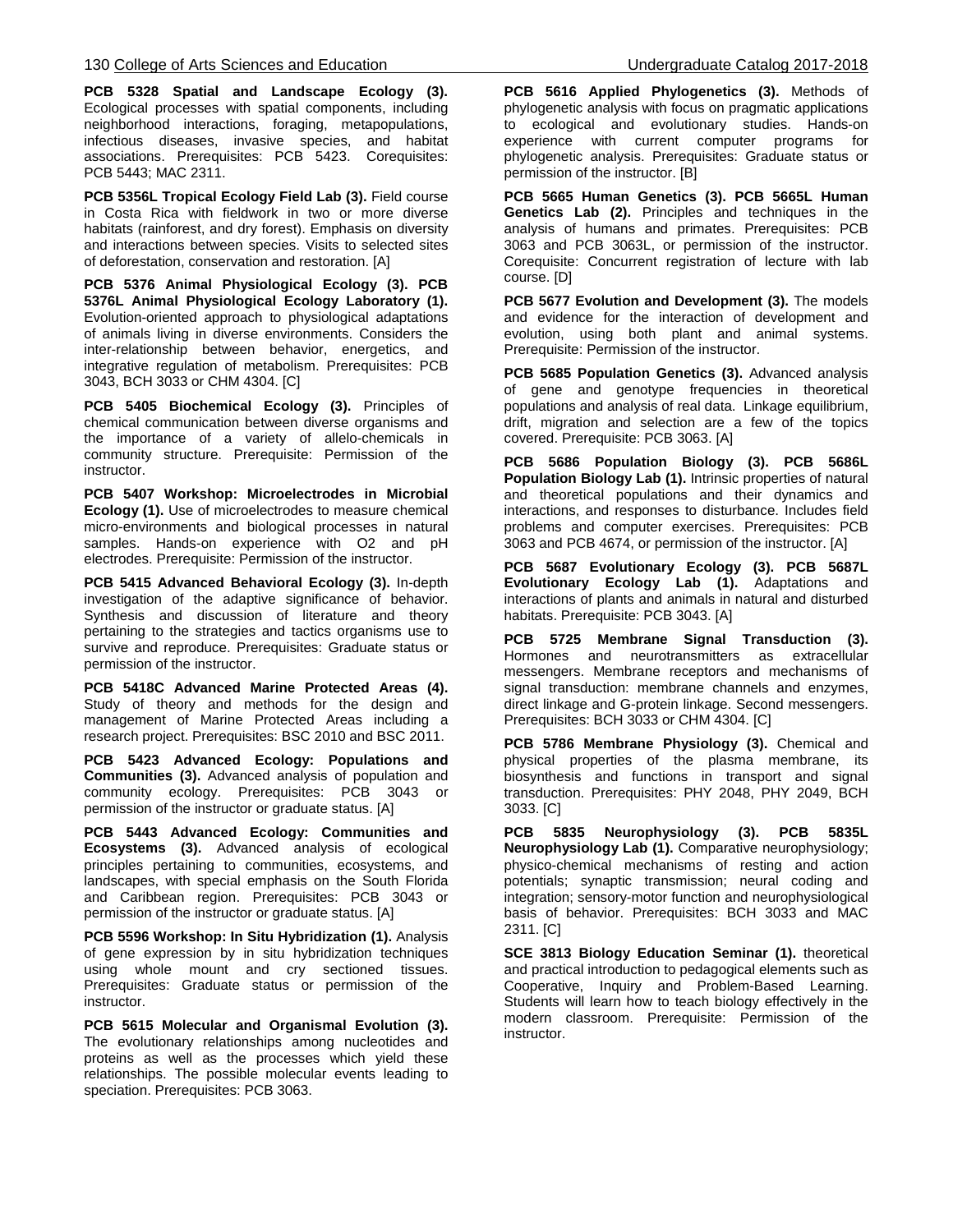**PCB 5328 Spatial and Landscape Ecology (3).** Ecological processes with spatial components, including neighborhood interactions, foraging, metapopulations, infectious diseases, invasive species, and habitat associations. Prerequisites: PCB 5423. Corequisites: PCB 5443; MAC 2311.

**PCB 5356L Tropical Ecology Field Lab (3).** Field course in Costa Rica with fieldwork in two or more diverse habitats (rainforest, and dry forest). Emphasis on diversity and interactions between species. Visits to selected sites of deforestation, conservation and restoration. [A]

**PCB 5376 Animal Physiological Ecology (3). PCB 5376L Animal Physiological Ecology Laboratory (1).** Evolution-oriented approach to physiological adaptations of animals living in diverse environments. Considers the inter-relationship between behavior, energetics, and integrative regulation of metabolism. Prerequisites: PCB 3043, BCH 3033 or CHM 4304. [C]

**PCB 5405 Biochemical Ecology (3).** Principles of chemical communication between diverse organisms and the importance of a variety of allelo-chemicals in community structure. Prerequisite: Permission of the instructor.

**PCB 5407 Workshop: Microelectrodes in Microbial Ecology (1).** Use of microelectrodes to measure chemical micro-environments and biological processes in natural samples. Hands-on experience with O2 and pH electrodes. Prerequisite: Permission of the instructor.

**PCB 5415 Advanced Behavioral Ecology (3).** In-depth investigation of the adaptive significance of behavior. Synthesis and discussion of literature and theory pertaining to the strategies and tactics organisms use to survive and reproduce. Prerequisites: Graduate status or permission of the instructor.

**PCB 5418C Advanced Marine Protected Areas (4).** Study of theory and methods for the design and management of Marine Protected Areas including a research project. Prerequisites: BSC 2010 and BSC 2011.

**PCB 5423 Advanced Ecology: Populations and Communities (3).** Advanced analysis of population and community ecology. Prerequisites: PCB 3043 or permission of the instructor or graduate status. [A]

**PCB 5443 Advanced Ecology: Communities and Ecosystems (3).** Advanced analysis of ecological principles pertaining to communities, ecosystems, and landscapes, with special emphasis on the South Florida and Caribbean region. Prerequisites: PCB 3043 or permission of the instructor or graduate status. [A]

**PCB 5596 Workshop: In Situ Hybridization (1).** Analysis of gene expression by in situ hybridization techniques using whole mount and cry sectioned tissues. Prerequisites: Graduate status or permission of the instructor.

**PCB 5615 Molecular and Organismal Evolution (3).** The evolutionary relationships among nucleotides and proteins as well as the processes which yield these relationships. The possible molecular events leading to speciation. Prerequisites: PCB 3063.

**PCB 5616 Applied Phylogenetics (3).** Methods of phylogenetic analysis with focus on pragmatic applications to ecological and evolutionary studies. Hands-on experience with current computer programs for phylogenetic analysis. Prerequisites: Graduate status or permission of the instructor. [B]

**PCB 5665 Human Genetics (3). PCB 5665L Human Genetics Lab (2).** Principles and techniques in the analysis of humans and primates. Prerequisites: PCB 3063 and PCB 3063L, or permission of the instructor. Corequisite: Concurrent registration of lecture with lab course. [D]

**PCB 5677 Evolution and Development (3).** The models and evidence for the interaction of development and evolution, using both plant and animal systems. Prerequisite: Permission of the instructor.

**PCB 5685 Population Genetics (3).** Advanced analysis of gene and genotype frequencies in theoretical populations and analysis of real data. Linkage equilibrium, drift, migration and selection are a few of the topics covered. Prerequisite: PCB 3063. [A]

**PCB 5686 Population Biology (3). PCB 5686L Population Biology Lab (1).** Intrinsic properties of natural and theoretical populations and their dynamics and interactions, and responses to disturbance. Includes field problems and computer exercises. Prerequisites: PCB 3063 and PCB 4674, or permission of the instructor. [A]

**PCB 5687 Evolutionary Ecology (3). PCB 5687L Evolutionary Ecology Lab (1).** Adaptations and interactions of plants and animals in natural and disturbed habitats. Prerequisite: PCB 3043. [A]

**PCB 5725 Membrane Signal Transduction (3).** Hormones and neurotransmitters as extracellular messengers. Membrane receptors and mechanisms of signal transduction: membrane channels and enzymes, direct linkage and G-protein linkage. Second messengers. Prerequisites: BCH 3033 or CHM 4304. [C]

**PCB 5786 Membrane Physiology (3).** Chemical and physical properties of the plasma membrane, its biosynthesis and functions in transport and signal transduction. Prerequisites: PHY 2048, PHY 2049, BCH 3033. [C]

**PCB 5835 Neurophysiology (3). PCB 5835L Neurophysiology Lab (1).** Comparative neurophysiology; physico-chemical mechanisms of resting and action potentials; synaptic transmission; neural coding and integration; sensory-motor function and neurophysiological basis of behavior. Prerequisites: BCH 3033 and MAC 2311. [C]

**SCE 3813 Biology Education Seminar (1).** theoretical and practical introduction to pedagogical elements such as Cooperative, Inquiry and Problem-Based Learning. Students will learn how to teach biology effectively in the modern classroom. Prerequisite: Permission of the instructor.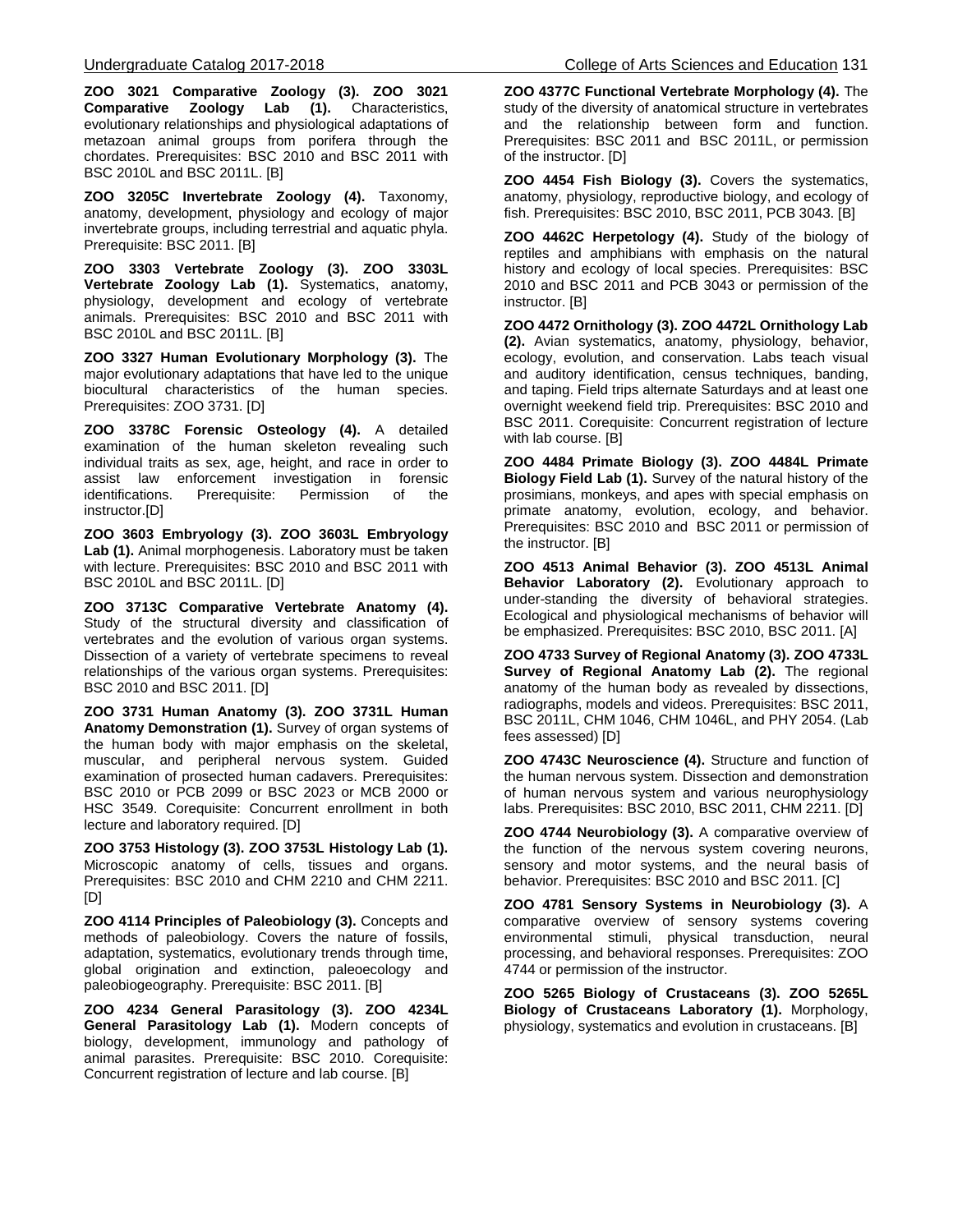**ZOO 3021 Comparative Zoology (3). ZOO 3021 Comparative Zoology Lab (1).** Characteristics, evolutionary relationships and physiological adaptations of metazoan animal groups from porifera through the chordates. Prerequisites: BSC 2010 and BSC 2011 with BSC 2010L and BSC 2011L. [B]

**ZOO 3205C Invertebrate Zoology (4).** Taxonomy, anatomy, development, physiology and ecology of major invertebrate groups, including terrestrial and aquatic phyla. Prerequisite: BSC 2011. [B]

**ZOO 3303 Vertebrate Zoology (3). ZOO 3303L Vertebrate Zoology Lab (1).** Systematics, anatomy, physiology, development and ecology of vertebrate animals. Prerequisites: BSC 2010 and BSC 2011 with BSC 2010L and BSC 2011L. [B]

**ZOO 3327 Human Evolutionary Morphology (3).** The major evolutionary adaptations that have led to the unique biocultural characteristics of the human species. Prerequisites: ZOO 3731. [D]

**ZOO 3378C Forensic Osteology (4).** A detailed examination of the human skeleton revealing such individual traits as sex, age, height, and race in order to assist law enforcement investigation in forensic identifications. Prerequisite: Permission of the instructor.[D]

**ZOO 3603 Embryology (3). ZOO 3603L Embryology Lab (1).** Animal morphogenesis. Laboratory must be taken with lecture. Prerequisites: BSC 2010 and BSC 2011 with BSC 2010L and BSC 2011L. [D]

**ZOO 3713C Comparative Vertebrate Anatomy (4).** Study of the structural diversity and classification of vertebrates and the evolution of various organ systems. Dissection of a variety of vertebrate specimens to reveal relationships of the various organ systems. Prerequisites: BSC 2010 and BSC 2011. [D]

**ZOO 3731 Human Anatomy (3). ZOO 3731L Human Anatomy Demonstration (1).** Survey of organ systems of the human body with major emphasis on the skeletal, muscular, and peripheral nervous system. Guided examination of prosected human cadavers. Prerequisites: BSC 2010 or PCB 2099 or BSC 2023 or MCB 2000 or HSC 3549. Corequisite: Concurrent enrollment in both lecture and laboratory required. [D]

**ZOO 3753 Histology (3). ZOO 3753L Histology Lab (1).** Microscopic anatomy of cells, tissues and organs. Prerequisites: BSC 2010 and CHM 2210 and CHM 2211. [D]

**ZOO 4114 Principles of Paleobiology (3).** Concepts and methods of paleobiology. Covers the nature of fossils, adaptation, systematics, evolutionary trends through time, global origination and extinction, paleoecology and paleobiogeography. Prerequisite: BSC 2011. [B]

**ZOO 4234 General Parasitology (3). ZOO 4234L General Parasitology Lab (1).** Modern concepts of biology, development, immunology and pathology of animal parasites. Prerequisite: BSC 2010. Corequisite: Concurrent registration of lecture and lab course. [B]

**ZOO 4377C Functional Vertebrate Morphology (4).** The study of the diversity of anatomical structure in vertebrates and the relationship between form and function. Prerequisites: BSC 2011 and BSC 2011L, or permission of the instructor. [D]

**ZOO 4454 Fish Biology (3).** Covers the systematics, anatomy, physiology, reproductive biology, and ecology of fish. Prerequisites: BSC 2010, BSC 2011, PCB 3043. [B]

**ZOO 4462C Herpetology (4).** Study of the biology of reptiles and amphibians with emphasis on the natural history and ecology of local species. Prerequisites: BSC 2010 and BSC 2011 and PCB 3043 or permission of the instructor. [B]

**ZOO 4472 Ornithology (3). ZOO 4472L Ornithology Lab (2).** Avian systematics, anatomy, physiology, behavior, ecology, evolution, and conservation. Labs teach visual and auditory identification, census techniques, banding, and taping. Field trips alternate Saturdays and at least one overnight weekend field trip. Prerequisites: BSC 2010 and BSC 2011. Corequisite: Concurrent registration of lecture with lab course. [B]

**ZOO 4484 Primate Biology (3). ZOO 4484L Primate Biology Field Lab (1).** Survey of the natural history of the prosimians, monkeys, and apes with special emphasis on primate anatomy, evolution, ecology, and behavior. Prerequisites: BSC 2010 and BSC 2011 or permission of the instructor. [B]

**ZOO 4513 Animal Behavior (3). ZOO 4513L Animal Behavior Laboratory (2).** Evolutionary approach to under-standing the diversity of behavioral strategies. Ecological and physiological mechanisms of behavior will be emphasized. Prerequisites: BSC 2010, BSC 2011. [A]

**ZOO 4733 Survey of Regional Anatomy (3). ZOO 4733L Survey of Regional Anatomy Lab (2).** The regional anatomy of the human body as revealed by dissections, radiographs, models and videos. Prerequisites: BSC 2011, BSC 2011L, CHM 1046, CHM 1046L, and PHY 2054. (Lab fees assessed) [D]

**ZOO 4743C Neuroscience (4).** Structure and function of the human nervous system. Dissection and demonstration of human nervous system and various neurophysiology labs. Prerequisites: BSC 2010, BSC 2011, CHM 2211. [D]

**ZOO 4744 Neurobiology (3).** A comparative overview of the function of the nervous system covering neurons, sensory and motor systems, and the neural basis of behavior. Prerequisites: BSC 2010 and BSC 2011. [C]

**ZOO 4781 Sensory Systems in Neurobiology (3).** A comparative overview of sensory systems covering environmental stimuli, physical transduction, neural processing, and behavioral responses. Prerequisites: ZOO 4744 or permission of the instructor.

**ZOO 5265 Biology of Crustaceans (3). ZOO 5265L Biology of Crustaceans Laboratory (1).** Morphology, physiology, systematics and evolution in crustaceans. [B]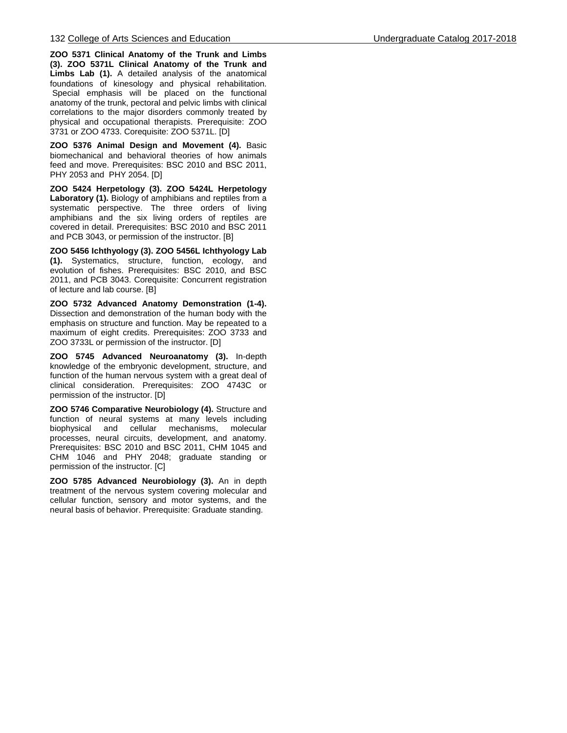**ZOO 5371 Clinical Anatomy of the Trunk and Limbs (3). ZOO 5371L Clinical Anatomy of the Trunk and Limbs Lab (1).** A detailed analysis of the anatomical foundations of kinesology and physical rehabilitation. Special emphasis will be placed on the functional anatomy of the trunk, pectoral and pelvic limbs with clinical correlations to the major disorders commonly treated by physical and occupational therapists. Prerequisite: ZOO 3731 or ZOO 4733. Corequisite: ZOO 5371L. [D]

**ZOO 5376 Animal Design and Movement (4).** Basic biomechanical and behavioral theories of how animals feed and move. Prerequisites: BSC 2010 and BSC 2011, PHY 2053 and PHY 2054. [D]

**ZOO 5424 Herpetology (3). ZOO 5424L Herpetology Laboratory (1).** Biology of amphibians and reptiles from a systematic perspective. The three orders of living amphibians and the six living orders of reptiles are covered in detail. Prerequisites: BSC 2010 and BSC 2011 and PCB 3043, or permission of the instructor. [B]

**ZOO 5456 Ichthyology (3). ZOO 5456L Ichthyology Lab (1).** Systematics, structure, function, ecology, and evolution of fishes. Prerequisites: BSC 2010, and BSC 2011, and PCB 3043. Corequisite: Concurrent registration of lecture and lab course. [B]

**ZOO 5732 Advanced Anatomy Demonstration (1-4).** Dissection and demonstration of the human body with the emphasis on structure and function. May be repeated to a maximum of eight credits. Prerequisites: ZOO 3733 and ZOO 3733L or permission of the instructor. [D]

**ZOO 5745 Advanced Neuroanatomy (3).** In-depth knowledge of the embryonic development, structure, and function of the human nervous system with a great deal of clinical consideration. Prerequisites: ZOO 4743C or permission of the instructor. [D]

**ZOO 5746 Comparative Neurobiology (4).** Structure and function of neural systems at many levels including biophysical and cellular mechanisms, molecular processes, neural circuits, development, and anatomy. Prerequisites: BSC 2010 and BSC 2011, CHM 1045 and CHM 1046 and PHY 2048; graduate standing or permission of the instructor. [C]

**ZOO 5785 Advanced Neurobiology (3).** An in depth treatment of the nervous system covering molecular and cellular function, sensory and motor systems, and the neural basis of behavior. Prerequisite: Graduate standing.